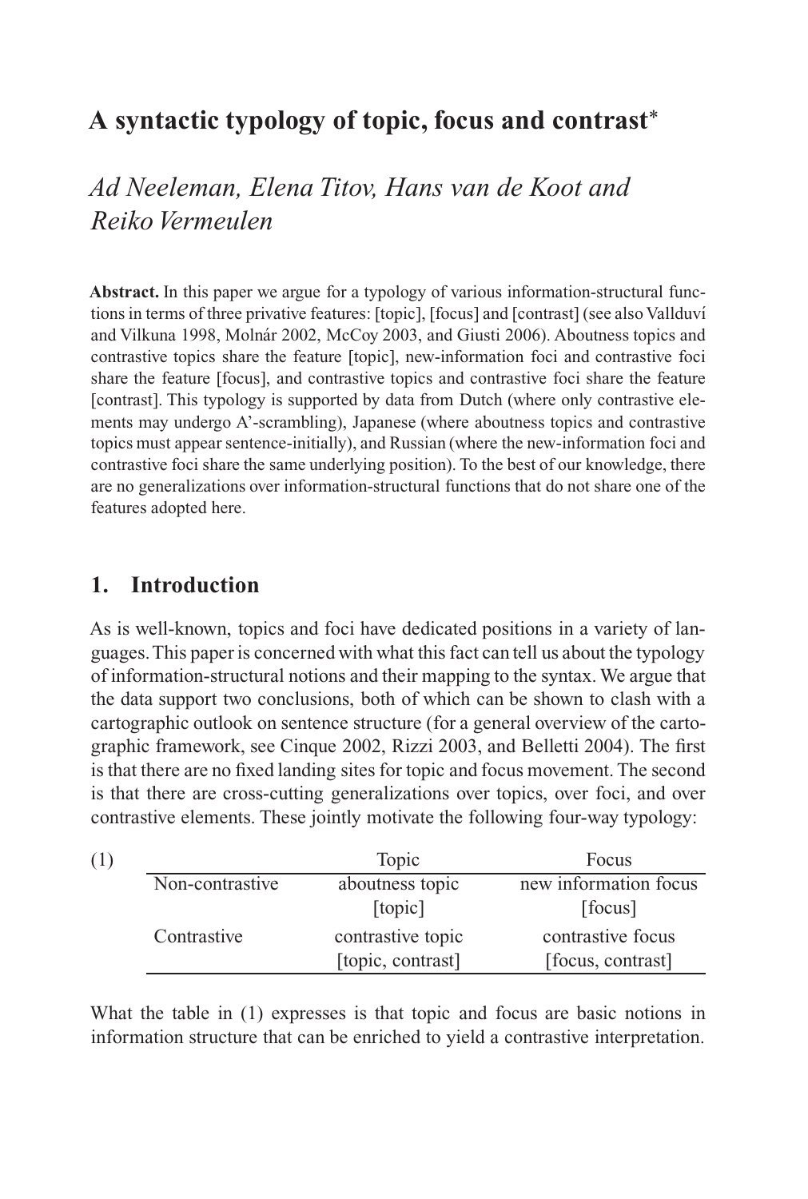# A syntactic typology of topic, focus and contrast*

*Ad Neeleman, Elena Titov, Hans van de Koot and Reiko Vermeulen*

**Abstract.** In this paper we argue for a typology of various information-structural functions in terms of three privative features: [topic], [focus] and [contrast] (see also Vallduví and Vilkuna 1998, Molnár 2002, McCoy 2003, and Giusti 2006). Aboutness topics and contrastive topics share the feature [topic], new-information foci and contrastive foci share the feature [focus], and contrastive topics and contrastive foci share the feature [contrast]. This typology is supported by data from Dutch (where only contrastive elements may undergo A'-scrambling), Japanese (where aboutness topics and contrastive topics must appear sentence-initially), and Russian (where the new-information foci and contrastive foci share the same underlying position). To the best of our knowledge, there are no generalizations over information-structural functions that do not share one of the features adopted here.

## 1. Introduction

As is well-known, topics and foci have dedicated positions in a variety of languages. This paper is concerned with what this fact can tell us about the typology of information-structural notions and their mapping to the syntax. We argue that the data support two conclusions, both of which can be shown to clash with a cartographic outlook on sentence structure (for a general overview of the cartographic framework, see Cinque 2002, Rizzi 2003, and Belletti 2004). The first is that there are no fixed landing sites for topic and focus movement. The second is that there are cross-cutting generalizations over topics, over foci, and over contrastive elements. These jointly motivate the following four-way typology:

(1)

| | Topic | Focus |
|---|---|---|
| Non-contrastive | aboutness topic<br>[topic] | new information focus<br>[focus] |
| Contrastive | contrastive topic<br>[topic, contrast] | contrastive focus<br>[focus, contrast] |

What the table in (1) expresses is that topic and focus are basic notions in information structure that can be enriched to yield a contrastive interpretation.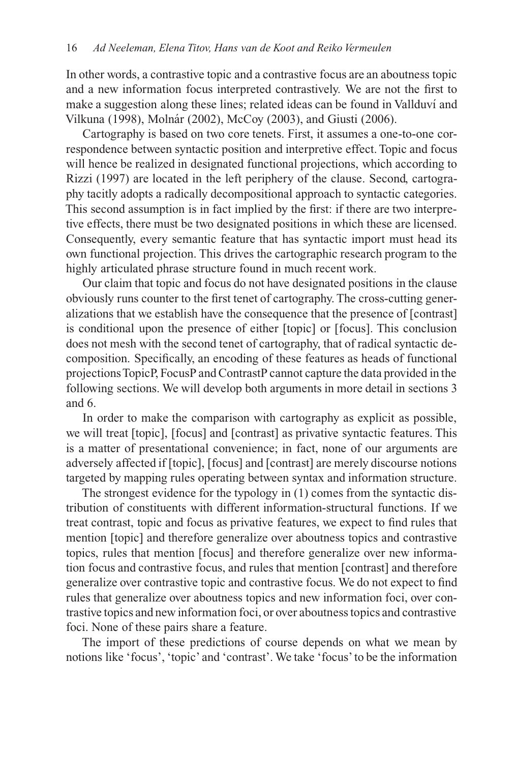In other words, a contrastive topic and a contrastive focus are an aboutness topic and a new information focus interpreted contrastively. We are not the first to make a suggestion along these lines; related ideas can be found in Vallduví and Vilkuna (1998), Molnár (2002), McCoy (2003), and Giusti (2006).

Cartography is based on two core tenets. First, it assumes a one-to-one correspondence between syntactic position and interpretive effect. Topic and focus will hence be realized in designated functional projections, which according to Rizzi (1997) are located in the left periphery of the clause. Second, cartography tacitly adopts a radically decompositional approach to syntactic categories. This second assumption is in fact implied by the first: if there are two interpretive effects, there must be two designated positions in which these are licensed. Consequently, every semantic feature that has syntactic import must head its own functional projection. This drives the cartographic research program to the highly articulated phrase structure found in much recent work.

Our claim that topic and focus do not have designated positions in the clause obviously runs counter to the first tenet of cartography. The cross-cutting generalizations that we establish have the consequence that the presence of [contrast] is conditional upon the presence of either [topic] or [focus]. This conclusion does not mesh with the second tenet of cartography, that of radical syntactic decomposition. Specifically, an encoding of these features as heads of functional projections TopicP, FocusP and ContrastP cannot capture the data provided in the following sections. We will develop both arguments in more detail in sections 3 and 6.

In order to make the comparison with cartography as explicit as possible, we will treat [topic], [focus] and [contrast] as privative syntactic features. This is a matter of presentational convenience; in fact, none of our arguments are adversely affected if [topic], [focus] and [contrast] are merely discourse notions targeted by mapping rules operating between syntax and information structure.

The strongest evidence for the typology in (1) comes from the syntactic distribution of constituents with different information-structural functions. If we treat contrast, topic and focus as privative features, we expect to find rules that mention [topic] and therefore generalize over aboutness topics and contrastive topics, rules that mention [focus] and therefore generalize over new information focus and contrastive focus, and rules that mention [contrast] and therefore generalize over contrastive topic and contrastive focus. We do not expect to find rules that generalize over aboutness topics and new information foci, over contrastive topics and new information foci, or over aboutness topics and contrastive foci. None of these pairs share a feature.

The import of these predictions of course depends on what we mean by notions like 'focus', 'topic' and 'contrast'. We take 'focus' to be the information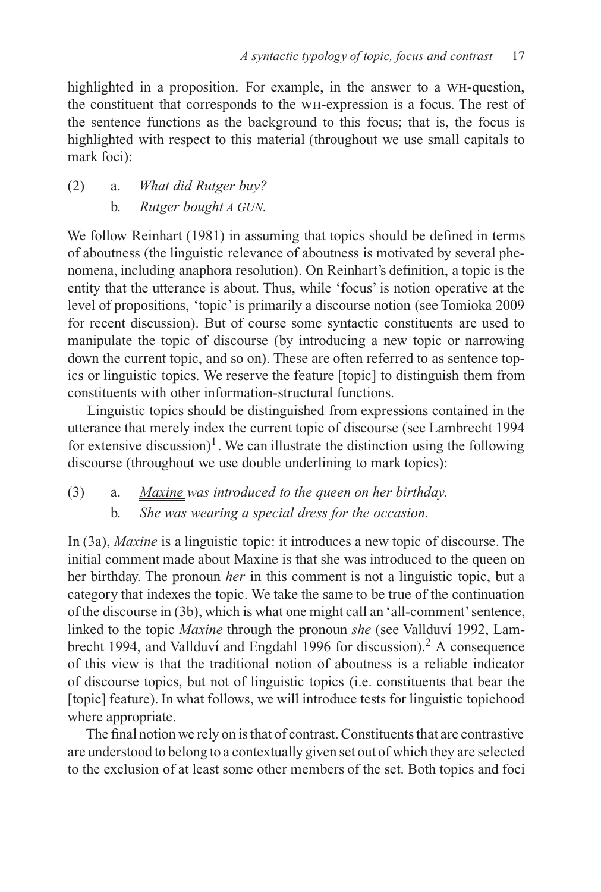highlighted in a proposition. For example, in the answer to a WH-question, the constituent that corresponds to the WH-expression is a focus. The rest of the sentence functions as the background to this focus; that is, the focus is highlighted with respect to this material (throughout we use small capitals to mark foci):

(2) a. *What did Rutger buy?*

 b. *Rutger bought A GUN.*

We follow Reinhart (1981) in assuming that topics should be defined in terms of aboutness (the linguistic relevance of aboutness is motivated by several phenomena, including anaphora resolution). On Reinhart's definition, a topic is the entity that the utterance is about. Thus, while 'focus' is notion operative at the level of propositions, 'topic' is primarily a discourse notion (see Tomioka 2009 for recent discussion). But of course some syntactic constituents are used to manipulate the topic of discourse (by introducing a new topic or narrowing down the current topic, and so on). These are often referred to as sentence topics or linguistic topics. We reserve the feature [topic] to distinguish them from constituents with other information-structural functions.

Linguistic topics should be distinguished from expressions contained in the utterance that merely index the current topic of discourse (see Lambrecht 1994 for extensive discussion)[1]. We can illustrate the distinction using the following discourse (throughout we use double underlining to mark topics):

(3) a. *Maxine was introduced to the queen on her birthday.*

 b. *She was wearing a special dress for the occasion.*

In (3a), *Maxine* is a linguistic topic: it introduces a new topic of discourse. The initial comment made about Maxine is that she was introduced to the queen on her birthday. The pronoun *her* in this comment is not a linguistic topic, but a category that indexes the topic. We take the same to be true of the continuation of the discourse in (3b), which is what one might call an 'all-comment' sentence, linked to the topic *Maxine* through the pronoun *she* (see Vallduví 1992, Lambrecht 1994, and Vallduví and Engdahl 1996 for discussion).[2] A consequence of this view is that the traditional notion of aboutness is a reliable indicator of discourse topics, but not of linguistic topics (i.e. constituents that bear the [topic] feature). In what follows, we will introduce tests for linguistic topichood where appropriate.

The final notion we rely on is that of contrast. Constituents that are contrastive are understood to belong to a contextually given set out of which they are selected to the exclusion of at least some other members of the set. Both topics and foci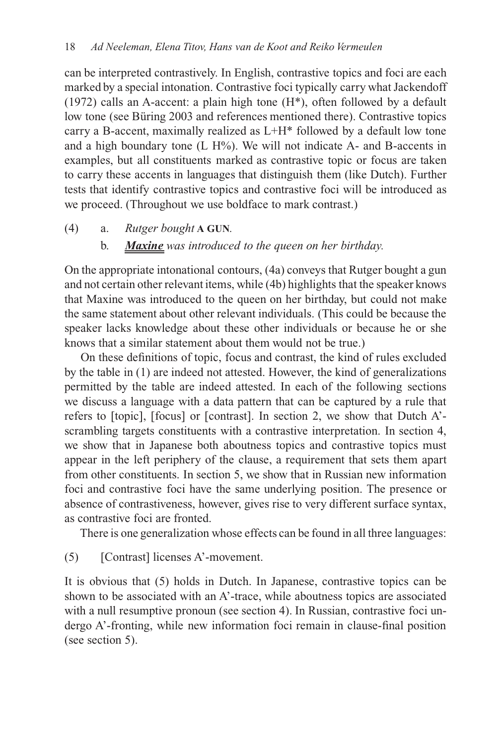can be interpreted contrastively. In English, contrastive topics and foci are each marked by a special intonation. Contrastive foci typically carry what Jackendoff (1972) calls an A-accent: a plain high tone (H*), often followed by a default low tone (see Büring 2003 and references mentioned there). Contrastive topics carry a B-accent, maximally realized as L+H* followed by a default low tone and a high boundary tone (L H%). We will not indicate A- and B-accents in examples, but all constituents marked as contrastive topic or focus are taken to carry these accents in languages that distinguish them (like Dutch). Further tests that identify contrastive topics and contrastive foci will be introduced as we proceed. (Throughout we use boldface to mark contrast.)

(4) a. *Rutger bought* **A GUN**.

b. ***Maxine*** *was introduced to the queen on her birthday.*

On the appropriate intonational contours, (4a) conveys that Rutger bought a gun and not certain other relevant items, while (4b) highlights that the speaker knows that Maxine was introduced to the queen on her birthday, but could not make the same statement about other relevant individuals. (This could be because the speaker lacks knowledge about these other individuals or because he or she knows that a similar statement about them would not be true.)

On these definitions of topic, focus and contrast, the kind of rules excluded by the table in (1) are indeed not attested. However, the kind of generalizations permitted by the table are indeed attested. In each of the following sections we discuss a language with a data pattern that can be captured by a rule that refers to [topic], [focus] or [contrast]. In section 2, we show that Dutch A'-scrambling targets constituents with a contrastive interpretation. In section 4, we show that in Japanese both aboutness topics and contrastive topics must appear in the left periphery of the clause, a requirement that sets them apart from other constituents. In section 5, we show that in Russian new information foci and contrastive foci have the same underlying position. The presence or absence of contrastiveness, however, gives rise to very different surface syntax, as contrastive foci are fronted.

There is one generalization whose effects can be found in all three languages:

(5) [Contrast] licenses A'-movement.

It is obvious that (5) holds in Dutch. In Japanese, contrastive topics can be shown to be associated with an A'-trace, while aboutness topics are associated with a null resumptive pronoun (see section 4). In Russian, contrastive foci undergo A'-fronting, while new information foci remain in clause-final position (see section 5).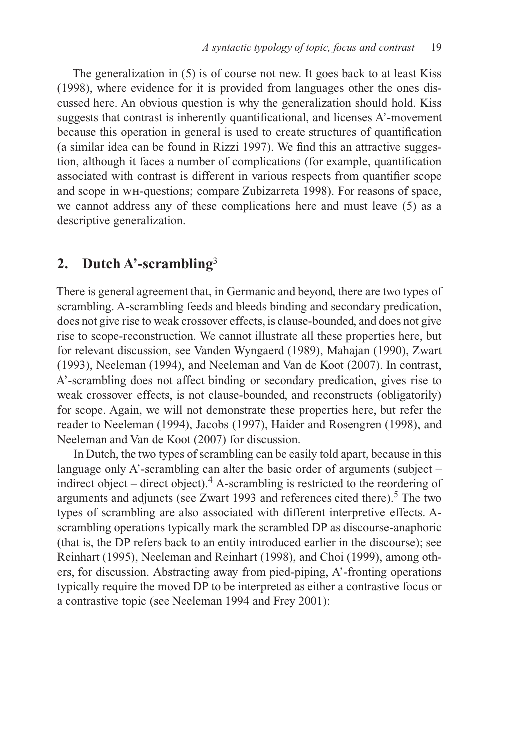The generalization in (5) is of course not new. It goes back to at least Kiss (1998), where evidence for it is provided from languages other the ones discussed here. An obvious question is why the generalization should hold. Kiss suggests that contrast is inherently quantificational, and licenses A'-movement because this operation in general is used to create structures of quantification (a similar idea can be found in Rizzi 1997). We find this an attractive suggestion, although it faces a number of complications (for example, quantification associated with contrast is different in various respects from quantifier scope and scope in WH-questions; compare Zubizarreta 1998). For reasons of space, we cannot address any of these complications here and must leave (5) as a descriptive generalization.

## 2. Dutch A'-scrambling[3]

There is general agreement that, in Germanic and beyond, there are two types of scrambling. A-scrambling feeds and bleeds binding and secondary predication, does not give rise to weak crossover effects, is clause-bounded, and does not give rise to scope-reconstruction. We cannot illustrate all these properties here, but for relevant discussion, see Vanden Wyngaerd (1989), Mahajan (1990), Zwart (1993), Neeleman (1994), and Neeleman and Van de Koot (2007). In contrast, A'-scrambling does not affect binding or secondary predication, gives rise to weak crossover effects, is not clause-bounded, and reconstructs (obligatorily) for scope. Again, we will not demonstrate these properties here, but refer the reader to Neeleman (1994), Jacobs (1997), Haider and Rosengren (1998), and Neeleman and Van de Koot (2007) for discussion.

In Dutch, the two types of scrambling can be easily told apart, because in this language only A'-scrambling can alter the basic order of arguments (subject – indirect object – direct object).[4] A-scrambling is restricted to the reordering of arguments and adjuncts (see Zwart 1993 and references cited there).[5] The two types of scrambling are also associated with different interpretive effects. A-scrambling operations typically mark the scrambled DP as discourse-anaphoric (that is, the DP refers back to an entity introduced earlier in the discourse); see Reinhart (1995), Neeleman and Reinhart (1998), and Choi (1999), among others, for discussion. Abstracting away from pied-piping, A'-fronting operations typically require the moved DP to be interpreted as either a contrastive focus or a contrastive topic (see Neeleman 1994 and Frey 2001):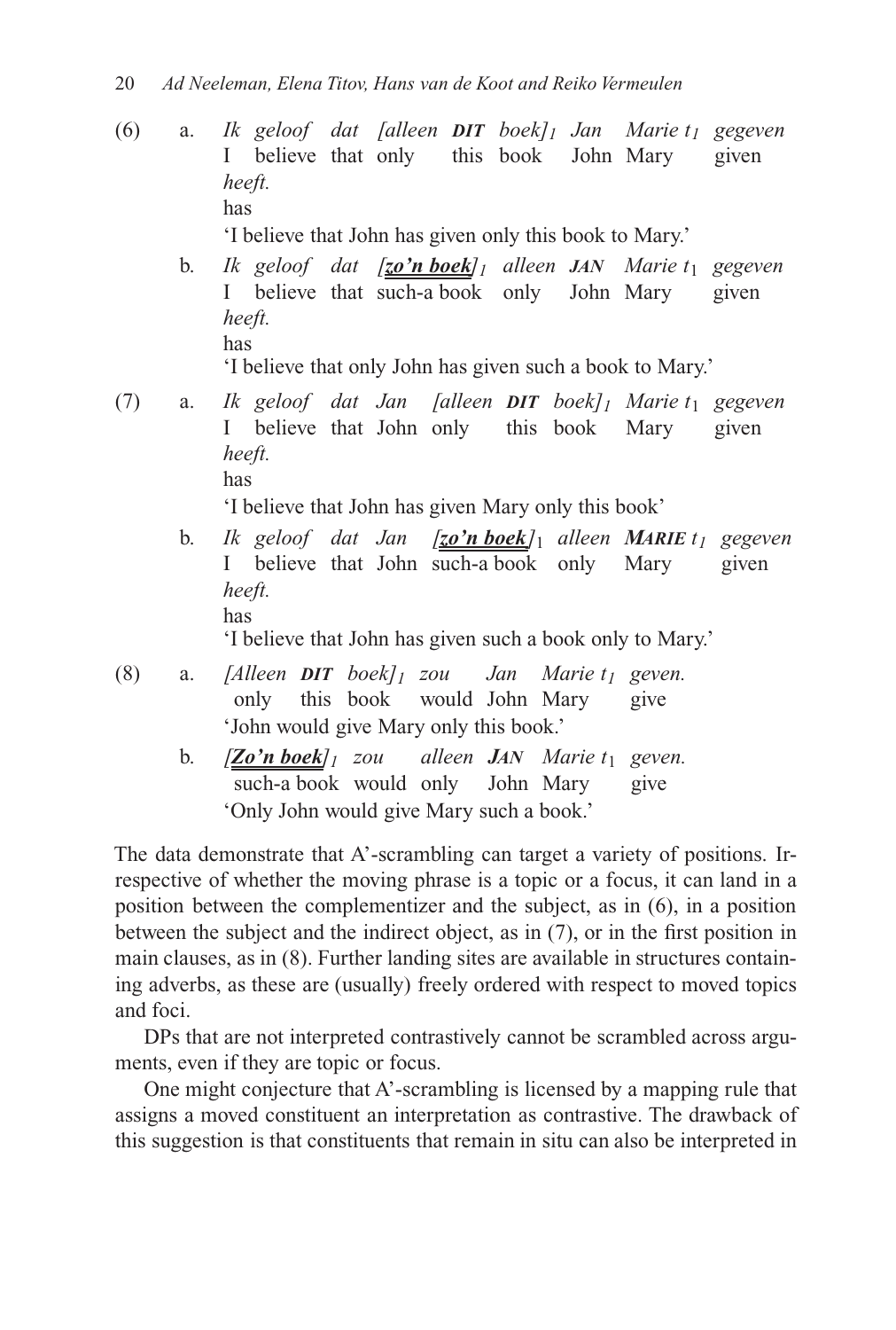(6) a. *Ik geloof dat [alleen **DIT** boek]₁ Jan Marie t₁ gegeven heeft.*
I believe that only this book John Mary given has
'I believe that John has given only this book to Mary.'

b. *Ik geloof dat [**zo'n boek**]₁ alleen **JAN** Marie t₁ gegeven heeft.*
I believe that such-a book only John Mary given has
'I believe that only John has given such a book to Mary.'

(7) a. *Ik geloof dat Jan [alleen **DIT** boek]₁ Marie t₁ gegeven heeft.*
I believe that John only this book Mary given has
'I believe that John has given Mary only this book'

b. *Ik geloof dat Jan [**zo'n boek**]₁ alleen **MARIE** t₁ gegeven heeft.*
I believe that John such-a book only Mary given has
'I believe that John has given such a book only to Mary.'

(8) a. *[Alleen **DIT** boek]₁ zou Jan Marie t₁ geven.*
only this book would John Mary give
'John would give Mary only this book.'

b. *[**Zo'n boek**]₁ zou alleen **JAN** Marie t₁ geven.*
such-a book would only John Mary give
'Only John would give Mary such a book.'

The data demonstrate that A'-scrambling can target a variety of positions. Irrespective of whether the moving phrase is a topic or a focus, it can land in a position between the complementizer and the subject, as in (6), in a position between the subject and the indirect object, as in (7), or in the first position in main clauses, as in (8). Further landing sites are available in structures containing adverbs, as these are (usually) freely ordered with respect to moved topics and foci.

DPs that are not interpreted contrastively cannot be scrambled across arguments, even if they are topic or focus.

One might conjecture that A'-scrambling is licensed by a mapping rule that assigns a moved constituent an interpretation as contrastive. The drawback of this suggestion is that constituents that remain in situ can also be interpreted in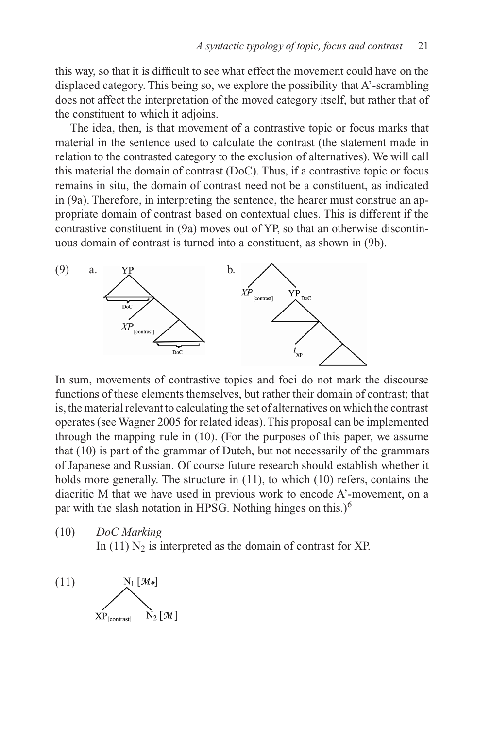this way, so that it is difficult to see what effect the movement could have on the displaced category. This being so, we explore the possibility that A'-scrambling does not affect the interpretation of the moved category itself, but rather that of the constituent to which it adjoins.

The idea, then, is that movement of a contrastive topic or focus marks that material in the sentence used to calculate the contrast (the statement made in relation to the contrasted category to the exclusion of alternatives). We will call this material the domain of contrast (DoC). Thus, if a contrastive topic or focus remains in situ, the domain of contrast need not be a constituent, as indicated in (9a). Therefore, in interpreting the sentence, the hearer must construe an appropriate domain of contrast based on contextual clues. This is different if the contrastive constituent in (9a) moves out of YP, so that an otherwise discontinuous domain of contrast is turned into a constituent, as shown in (9b).

(9) a. [tree: YP dominating a left branch marked DoC, then $XP_{[contrast]}$, and a lower subtree marked DoC]

b. [tree: $XP_{[contrast]}$ adjoined to $YP_{DoC}$, which contains $t_{XP}$]

In sum, movements of contrastive topics and foci do not mark the discourse functions of these elements themselves, but rather their domain of contrast; that is, the material relevant to calculating the set of alternatives on which the contrast operates (see Wagner 2005 for related ideas). This proposal can be implemented through the mapping rule in (10). (For the purposes of this paper, we assume that (10) is part of the grammar of Dutch, but not necessarily of the grammars of Japanese and Russian. Of course future research should establish whether it holds more generally. The structure in (11), to which (10) refers, contains the diacritic M that we have used in previous work to encode A'-movement, on a par with the slash notation in HPSG. Nothing hinges on this.)[6]

(10) *DoC Marking*
In (11) $N_2$ is interpreted as the domain of contrast for XP.

(11) [tree: $N_1$ [$\mathcal{M}_{\#}$] dominating $XP_{[contrast]}$ and $N_2$ [$\mathcal{M}$]]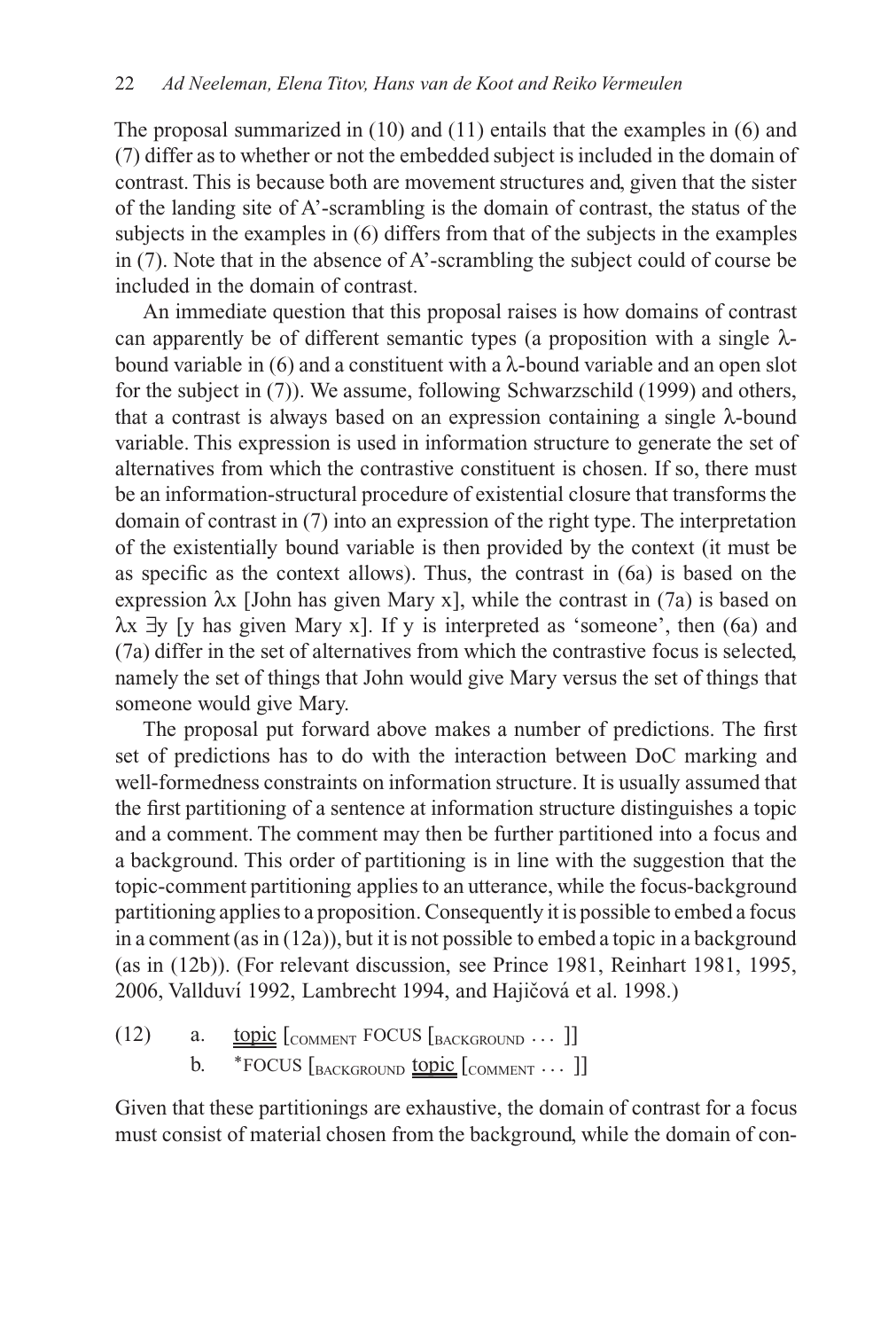The proposal summarized in (10) and (11) entails that the examples in (6) and (7) differ as to whether or not the embedded subject is included in the domain of contrast. This is because both are movement structures and, given that the sister of the landing site of A'-scrambling is the domain of contrast, the status of the subjects in the examples in (6) differs from that of the subjects in the examples in (7). Note that in the absence of A'-scrambling the subject could of course be included in the domain of contrast.

An immediate question that this proposal raises is how domains of contrast can apparently be of different semantic types (a proposition with a single λ-bound variable in (6) and a constituent with a λ-bound variable and an open slot for the subject in (7)). We assume, following Schwarzschild (1999) and others, that a contrast is always based on an expression containing a single λ-bound variable. This expression is used in information structure to generate the set of alternatives from which the contrastive constituent is chosen. If so, there must be an information-structural procedure of existential closure that transforms the domain of contrast in (7) into an expression of the right type. The interpretation of the existentially bound variable is then provided by the context (it must be as specific as the context allows). Thus, the contrast in (6a) is based on the expression λx [John has given Mary x], while the contrast in (7a) is based on λx ∃y [y has given Mary x]. If y is interpreted as 'someone', then (6a) and (7a) differ in the set of alternatives from which the contrastive focus is selected, namely the set of things that John would give Mary versus the set of things that someone would give Mary.

The proposal put forward above makes a number of predictions. The first set of predictions has to do with the interaction between DoC marking and well-formedness constraints on information structure. It is usually assumed that the first partitioning of a sentence at information structure distinguishes a topic and a comment. The comment may then be further partitioned into a focus and a background. This order of partitioning is in line with the suggestion that the topic-comment partitioning applies to an utterance, while the focus-background partitioning applies to a proposition. Consequently it is possible to embed a focus in a comment (as in (12a)), but it is not possible to embed a topic in a background (as in (12b)). (For relevant discussion, see Prince 1981, Reinhart 1981, 1995, 2006, Vallduví 1992, Lambrecht 1994, and Hajičová et al. 1998.)

(12) a. topic [$_{\text{COMMENT}}$ FOCUS [$_{\text{BACKGROUND}}$ … ]]
     b. *FOCUS [$_{\text{BACKGROUND}}$ topic [$_{\text{COMMENT}}$ … ]]

Given that these partitionings are exhaustive, the domain of contrast for a focus must consist of material chosen from the background, while the domain of con-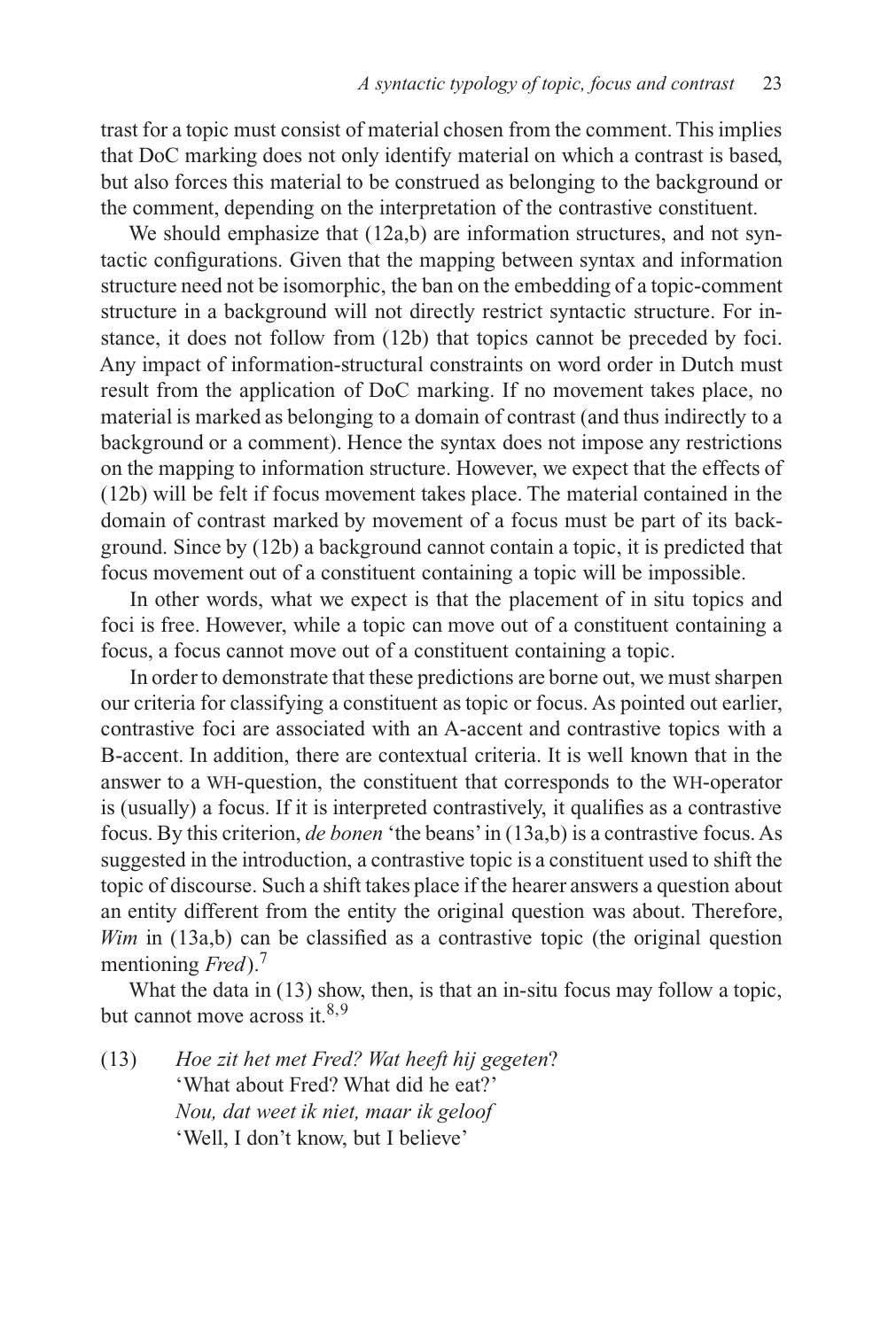trast for a topic must consist of material chosen from the comment. This implies that DoC marking does not only identify material on which a contrast is based, but also forces this material to be construed as belonging to the background or the comment, depending on the interpretation of the contrastive constituent.

We should emphasize that (12a,b) are information structures, and not syntactic configurations. Given that the mapping between syntax and information structure need not be isomorphic, the ban on the embedding of a topic-comment structure in a background will not directly restrict syntactic structure. For instance, it does not follow from (12b) that topics cannot be preceded by foci. Any impact of information-structural constraints on word order in Dutch must result from the application of DoC marking. If no movement takes place, no material is marked as belonging to a domain of contrast (and thus indirectly to a background or a comment). Hence the syntax does not impose any restrictions on the mapping to information structure. However, we expect that the effects of (12b) will be felt if focus movement takes place. The material contained in the domain of contrast marked by movement of a focus must be part of its background. Since by (12b) a background cannot contain a topic, it is predicted that focus movement out of a constituent containing a topic will be impossible.

In other words, what we expect is that the placement of in situ topics and foci is free. However, while a topic can move out of a constituent containing a focus, a focus cannot move out of a constituent containing a topic.

In order to demonstrate that these predictions are borne out, we must sharpen our criteria for classifying a constituent as topic or focus. As pointed out earlier, contrastive foci are associated with an A-accent and contrastive topics with a B-accent. In addition, there are contextual criteria. It is well known that in the answer to a WH-question, the constituent that corresponds to the WH-operator is (usually) a focus. If it is interpreted contrastively, it qualifies as a contrastive focus. By this criterion, *de bonen* 'the beans' in (13a,b) is a contrastive focus. As suggested in the introduction, a contrastive topic is a constituent used to shift the topic of discourse. Such a shift takes place if the hearer answers a question about an entity different from the entity the original question was about. Therefore, *Wim* in (13a,b) can be classified as a contrastive topic (the original question mentioning *Fred*).[7]

What the data in (13) show, then, is that an in-situ focus may follow a topic, but cannot move across it.[8,9]

(13) *Hoe zit het met Fred? Wat heeft hij gegeten*?
'What about Fred? What did he eat?'
*Nou, dat weet ik niet, maar ik geloof*
'Well, I don't know, but I believe'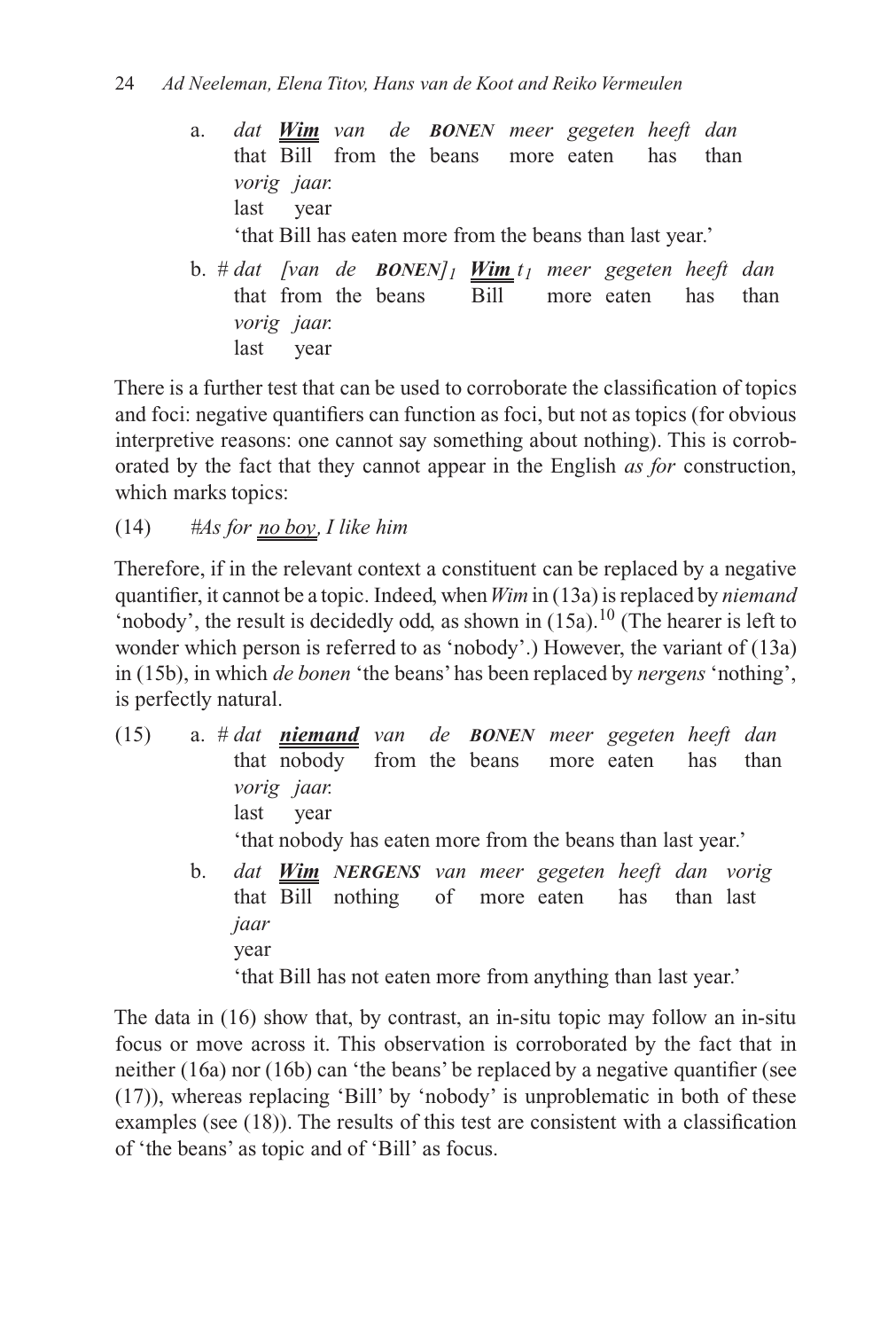a. *dat* ***Wim*** *van de* ***BONEN*** *meer gegeten heeft dan*
   that Bill from the beans more eaten has than
   *vorig jaar.*
   last year
   'that Bill has eaten more from the beans than last year.'

b. # *dat [van de* ***BONEN****]$_1$* ***Wim*** *$t_1$ meer gegeten heeft dan*
   that from the beans Bill more eaten has than
   *vorig jaar.*
   last year

There is a further test that can be used to corroborate the classification of topics and foci: negative quantifiers can function as foci, but not as topics (for obvious interpretive reasons: one cannot say something about nothing). This is corroborated by the fact that they cannot appear in the English *as for* construction, which marks topics:

(14) *#As for no boy, I like him*

Therefore, if in the relevant context a constituent can be replaced by a negative quantifier, it cannot be a topic. Indeed, when *Wim* in (13a) is replaced by *niemand* 'nobody', the result is decidedly odd, as shown in (15a).[10] (The hearer is left to wonder which person is referred to as 'nobody'.) However, the variant of (13a) in (15b), in which *de bonen* 'the beans' has been replaced by *nergens* 'nothing', is perfectly natural.

(15) a. # *dat* ***niemand*** *van de* ***BONEN*** *meer gegeten heeft dan*
   that nobody from the beans more eaten has than
   *vorig jaar.*
   last year
   'that nobody has eaten more from the beans than last year.'

b. *dat* ***Wim*** ***NERGENS*** *van meer gegeten heeft dan vorig*
   that Bill nothing of more eaten has than last
   *jaar*
   year
   'that Bill has not eaten more from anything than last year.'

The data in (16) show that, by contrast, an in-situ topic may follow an in-situ focus or move across it. This observation is corroborated by the fact that in neither (16a) nor (16b) can 'the beans' be replaced by a negative quantifier (see (17)), whereas replacing 'Bill' by 'nobody' is unproblematic in both of these examples (see (18)). The results of this test are consistent with a classification of 'the beans' as topic and of 'Bill' as focus.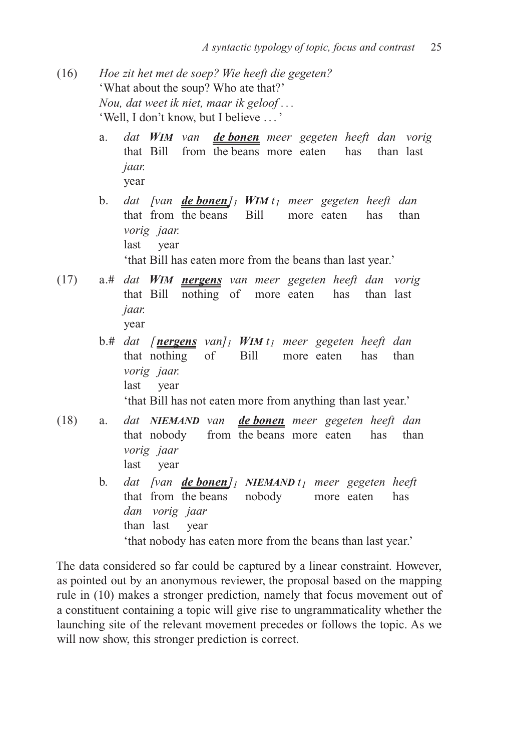(16) *Hoe zit het met de soep? Wie heeft die gegeten?*
'What about the soup? Who ate that?'
*Nou, dat weet ik niet, maar ik geloof . . .*
'Well, I don't know, but I believe . . . '

a. *dat* ***WIM*** *van* ***de bonen*** *meer gegeten heeft dan vorig jaar.*
that Bill from the beans more eaten has than last year

b. *dat [van* ***de bonen****]$_1$* ***WIM*** *$t_1$ meer gegeten heeft dan vorig jaar.*
that from the beans Bill more eaten has than last year
'that Bill has eaten more from the beans than last year.'

(17) a.# *dat* ***WIM*** ***nergens*** *van meer gegeten heeft dan vorig jaar.*
that Bill nothing of more eaten has than last year

b.# *dat [****nergens*** *van]$_1$* ***WIM*** *$t_1$ meer gegeten heeft dan vorig jaar.*
that nothing of Bill more eaten has than last year
'that Bill has not eaten more from anything than last year.'

(18) a. *dat* ***NIEMAND*** *van* ***de bonen*** *meer gegeten heeft dan vorig jaar*
that nobody from the beans more eaten has than last year

b. *dat [van* ***de bonen****]$_1$* ***NIEMAND*** *$t_1$ meer gegeten heeft dan vorig jaar*
that from the beans nobody more eaten has than last year
'that nobody has eaten more from the beans than last year.'

The data considered so far could be captured by a linear constraint. However, as pointed out by an anonymous reviewer, the proposal based on the mapping rule in (10) makes a stronger prediction, namely that focus movement out of a constituent containing a topic will give rise to ungrammaticality whether the launching site of the relevant movement precedes or follows the topic. As we will now show, this stronger prediction is correct.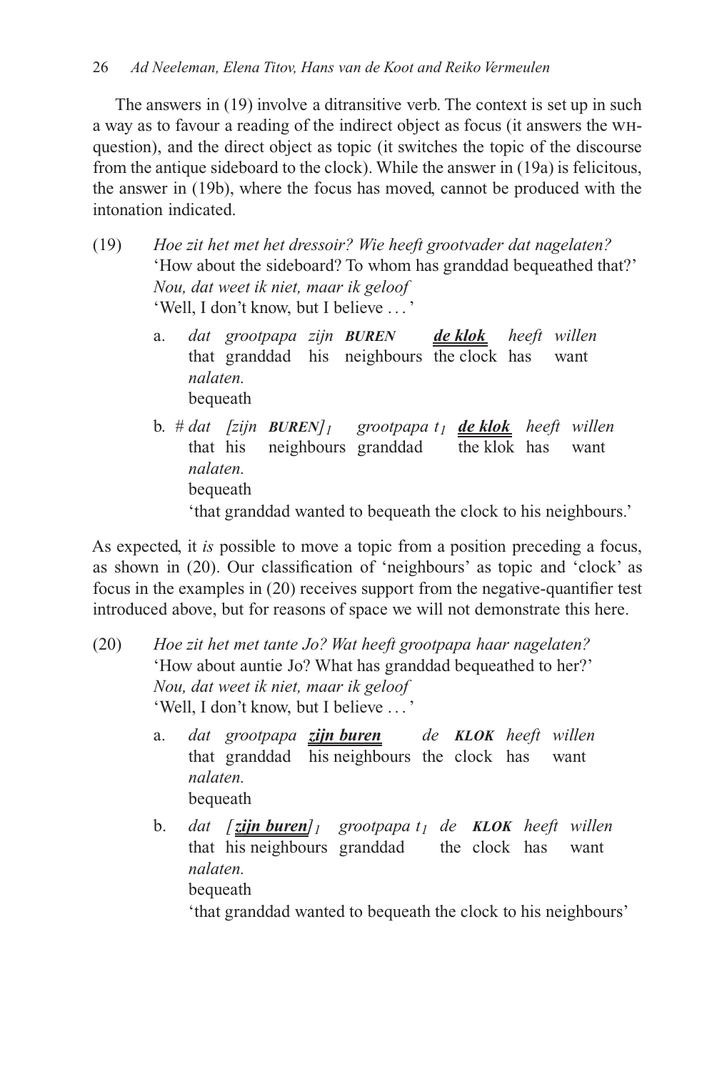The answers in (19) involve a ditransitive verb. The context is set up in such a way as to favour a reading of the indirect object as focus (it answers the WH-question), and the direct object as topic (it switches the topic of the discourse from the antique sideboard to the clock). While the answer in (19a) is felicitous, the answer in (19b), where the focus has moved, cannot be produced with the intonation indicated.

(19) *Hoe zit het met het dressoir? Wie heeft grootvader dat nagelaten?*
'How about the sideboard? To whom has granddad bequeathed that?'
*Nou, dat weet ik niet, maar ik geloof*
'Well, I don't know, but I believe . . . '

a. *dat grootpapa zijn* ***BUREN*** ***de klok*** *heeft willen nalaten.*
that granddad his neighbours the clock has want bequeath

b. # *dat [zijn* ***BUREN****]$_1$ grootpapa $t_1$* ***de klok*** *heeft willen nalaten.*
that his neighbours granddad the klok has want bequeath
'that granddad wanted to bequeath the clock to his neighbours.'

As expected, it *is* possible to move a topic from a position preceding a focus, as shown in (20). Our classification of 'neighbours' as topic and 'clock' as focus in the examples in (20) receives support from the negative-quantifier test introduced above, but for reasons of space we will not demonstrate this here.

(20) *Hoe zit het met tante Jo? Wat heeft grootpapa haar nagelaten?*
'How about auntie Jo? What has granddad bequeathed to her?'
*Nou, dat weet ik niet, maar ik geloof*
'Well, I don't know, but I believe . . . '

a. *dat grootpapa* ***zijn buren*** *de* ***KLOK*** *heeft willen nalaten.*
that granddad his neighbours the clock has want bequeath

b. *dat [****zijn buren****]$_1$ grootpapa $t_1$ de* ***KLOK*** *heeft willen nalaten.*
that his neighbours granddad the clock has want bequeath
'that granddad wanted to bequeath the clock to his neighbours'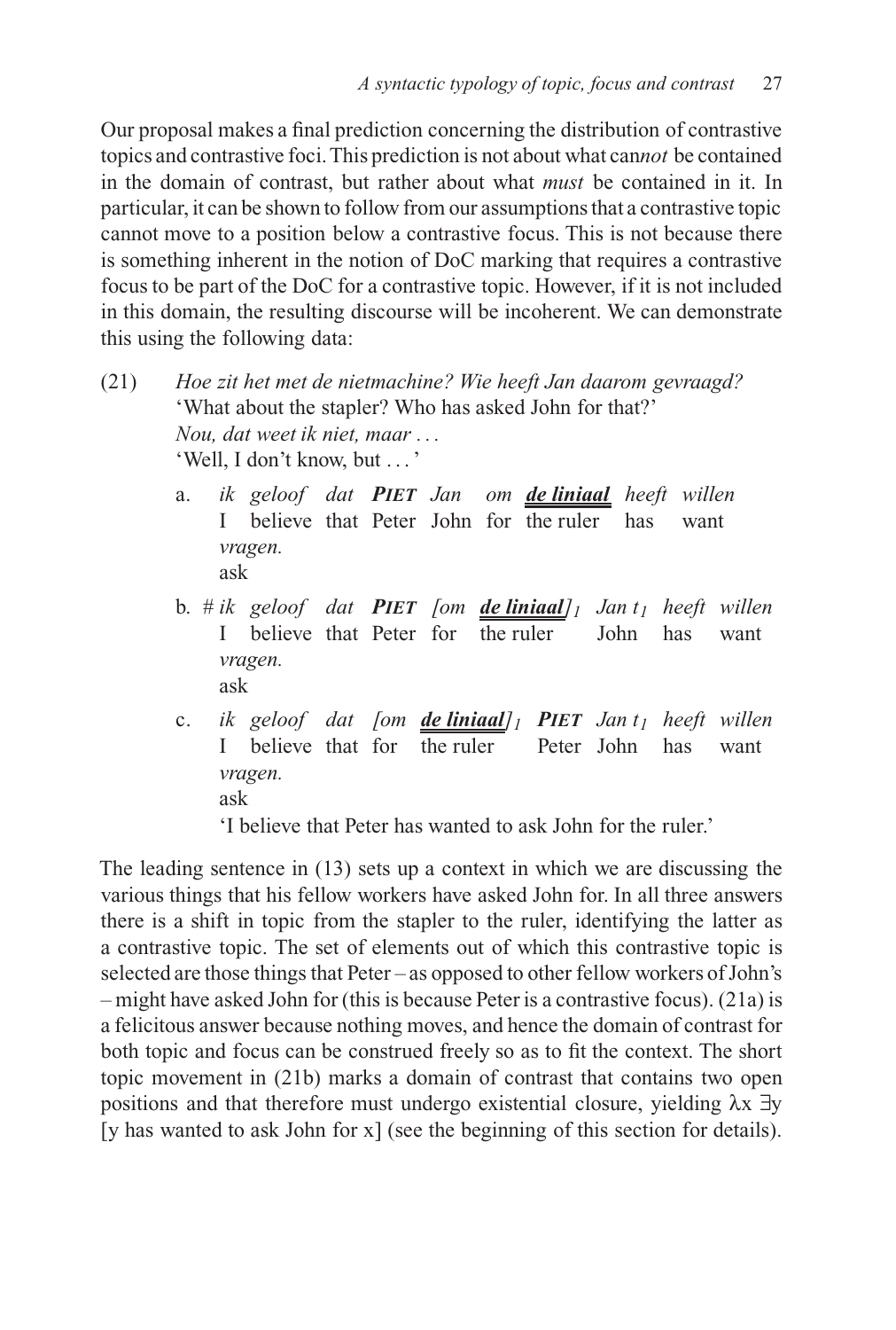Our proposal makes a final prediction concerning the distribution of contrastive topics and contrastive foci. This prediction is not about what can*not* be contained in the domain of contrast, but rather about what *must* be contained in it. In particular, it can be shown to follow from our assumptions that a contrastive topic cannot move to a position below a contrastive focus. This is not because there is something inherent in the notion of DoC marking that requires a contrastive focus to be part of the DoC for a contrastive topic. However, if it is not included in this domain, the resulting discourse will be incoherent. We can demonstrate this using the following data:

(21) *Hoe zit het met de nietmachine? Wie heeft Jan daarom gevraagd?*
'What about the stapler? Who has asked John for that?'
*Nou, dat weet ik niet, maar ...*
'Well, I don't know, but ...'

a. *ik geloof dat **PIET** Jan om **de liniaal** heeft willen vragen.*
I believe that Peter John for the ruler has want ask

b. # *ik geloof dat **PIET** [om **de liniaal**]$_1$ Jan $t_1$ heeft willen vragen.*
I believe that Peter for the ruler John has want ask

c. *ik geloof dat [om **de liniaal**]$_1$ **PIET** Jan $t_1$ heeft willen vragen.*
I believe that for the ruler Peter John has want ask
'I believe that Peter has wanted to ask John for the ruler.'

The leading sentence in (13) sets up a context in which we are discussing the various things that his fellow workers have asked John for. In all three answers there is a shift in topic from the stapler to the ruler, identifying the latter as a contrastive topic. The set of elements out of which this contrastive topic is selected are those things that Peter – as opposed to other fellow workers of John's – might have asked John for (this is because Peter is a contrastive focus). (21a) is a felicitous answer because nothing moves, and hence the domain of contrast for both topic and focus can be construed freely so as to fit the context. The short topic movement in (21b) marks a domain of contrast that contains two open positions and that therefore must undergo existential closure, yielding λx ∃y [y has wanted to ask John for x] (see the beginning of this section for details).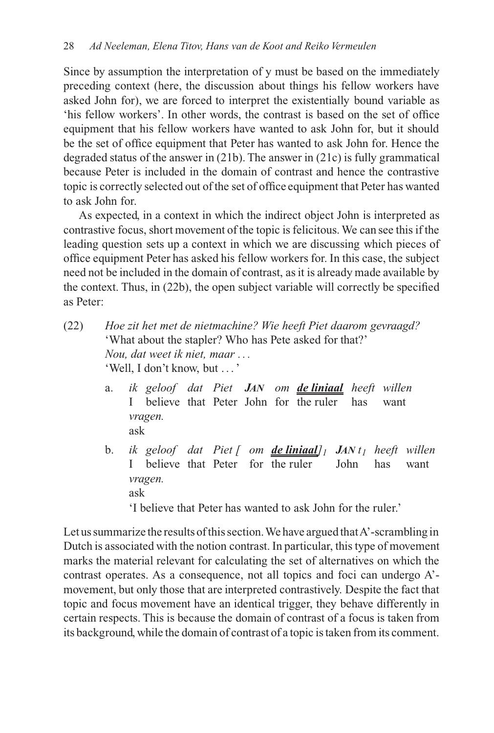Since by assumption the interpretation of y must be based on the immediately preceding context (here, the discussion about things his fellow workers have asked John for), we are forced to interpret the existentially bound variable as 'his fellow workers'. In other words, the contrast is based on the set of office equipment that his fellow workers have wanted to ask John for, but it should be the set of office equipment that Peter has wanted to ask John for. Hence the degraded status of the answer in (21b). The answer in (21c) is fully grammatical because Peter is included in the domain of contrast and hence the contrastive topic is correctly selected out of the set of office equipment that Peter has wanted to ask John for.

As expected, in a context in which the indirect object John is interpreted as contrastive focus, short movement of the topic is felicitous. We can see this if the leading question sets up a context in which we are discussing which pieces of office equipment Peter has asked his fellow workers for. In this case, the subject need not be included in the domain of contrast, as it is already made available by the context. Thus, in (22b), the open subject variable will correctly be specified as Peter:

(22) *Hoe zit het met de nietmachine? Wie heeft Piet daarom gevraagd?*
'What about the stapler? Who has Pete asked for that?'
*Nou, dat weet ik niet, maar …*
'Well, I don't know, but … '

a. *ik geloof dat Piet **JAN** om **de liniaal** heeft willen vragen.*
I believe that Peter John for the ruler has want ask

b. *ik geloof dat Piet [ om **de liniaal**]$_1$ **JAN** $t_1$ heeft willen vragen.*
I believe that Peter for the ruler John has want ask
'I believe that Peter has wanted to ask John for the ruler.'

Let us summarize the results of this section. We have argued that A'-scrambling in Dutch is associated with the notion contrast. In particular, this type of movement marks the material relevant for calculating the set of alternatives on which the contrast operates. As a consequence, not all topics and foci can undergo A'-movement, but only those that are interpreted contrastively. Despite the fact that topic and focus movement have an identical trigger, they behave differently in certain respects. This is because the domain of contrast of a focus is taken from its background, while the domain of contrast of a topic is taken from its comment.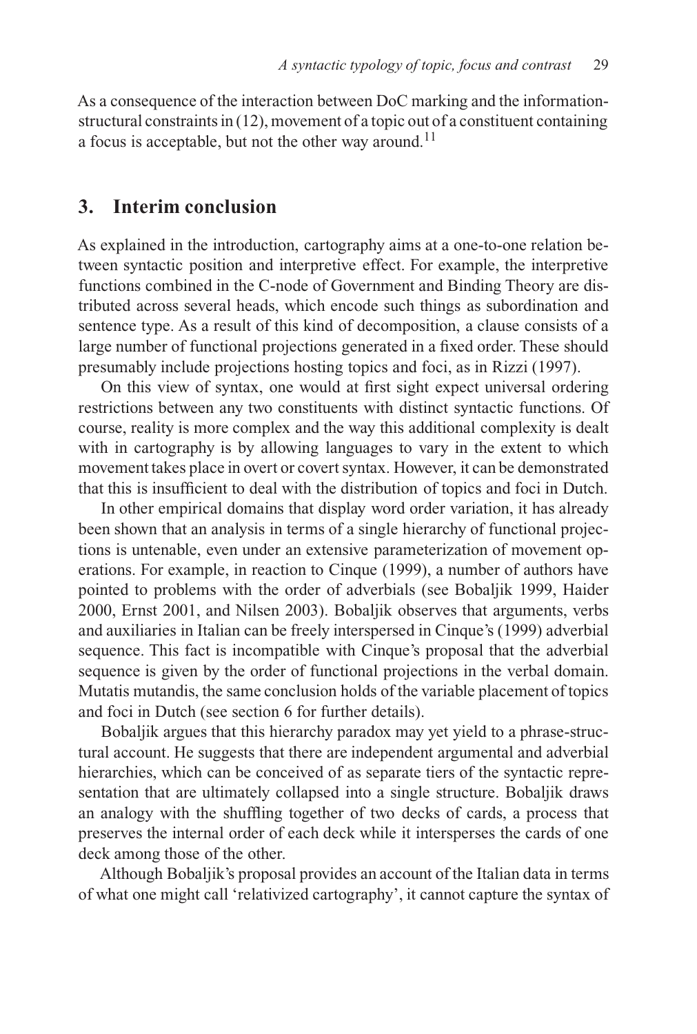As a consequence of the interaction between DoC marking and the information-structural constraints in (12), movement of a topic out of a constituent containing a focus is acceptable, but not the other way around.[11]

## 3. Interim conclusion

As explained in the introduction, cartography aims at a one-to-one relation between syntactic position and interpretive effect. For example, the interpretive functions combined in the C-node of Government and Binding Theory are distributed across several heads, which encode such things as subordination and sentence type. As a result of this kind of decomposition, a clause consists of a large number of functional projections generated in a fixed order. These should presumably include projections hosting topics and foci, as in Rizzi (1997).

On this view of syntax, one would at first sight expect universal ordering restrictions between any two constituents with distinct syntactic functions. Of course, reality is more complex and the way this additional complexity is dealt with in cartography is by allowing languages to vary in the extent to which movement takes place in overt or covert syntax. However, it can be demonstrated that this is insufficient to deal with the distribution of topics and foci in Dutch.

In other empirical domains that display word order variation, it has already been shown that an analysis in terms of a single hierarchy of functional projections is untenable, even under an extensive parameterization of movement operations. For example, in reaction to Cinque (1999), a number of authors have pointed to problems with the order of adverbials (see Bobaljik 1999, Haider 2000, Ernst 2001, and Nilsen 2003). Bobaljik observes that arguments, verbs and auxiliaries in Italian can be freely interspersed in Cinque's (1999) adverbial sequence. This fact is incompatible with Cinque's proposal that the adverbial sequence is given by the order of functional projections in the verbal domain. Mutatis mutandis, the same conclusion holds of the variable placement of topics and foci in Dutch (see section 6 for further details).

Bobaljik argues that this hierarchy paradox may yet yield to a phrase-structural account. He suggests that there are independent argumental and adverbial hierarchies, which can be conceived of as separate tiers of the syntactic representation that are ultimately collapsed into a single structure. Bobaljik draws an analogy with the shuffling together of two decks of cards, a process that preserves the internal order of each deck while it intersperses the cards of one deck among those of the other.

Although Bobaljik's proposal provides an account of the Italian data in terms of what one might call 'relativized cartography', it cannot capture the syntax of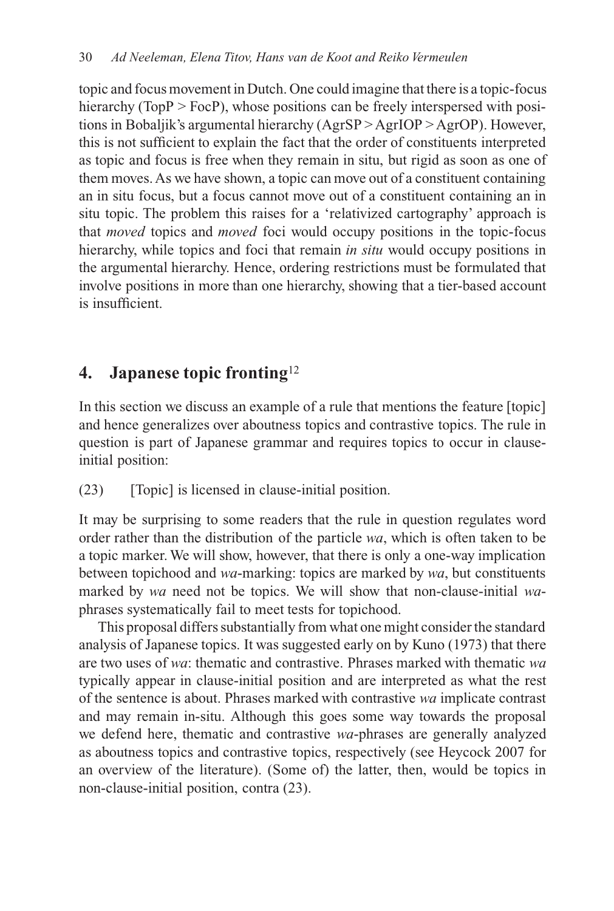topic and focus movement in Dutch. One could imagine that there is a topic-focus hierarchy (TopP > FocP), whose positions can be freely interspersed with positions in Bobaljik's argumental hierarchy (AgrSP > AgrIOP > AgrOP). However, this is not sufficient to explain the fact that the order of constituents interpreted as topic and focus is free when they remain in situ, but rigid as soon as one of them moves. As we have shown, a topic can move out of a constituent containing an in situ focus, but a focus cannot move out of a constituent containing an in situ topic. The problem this raises for a 'relativized cartography' approach is that *moved* topics and *moved* foci would occupy positions in the topic-focus hierarchy, while topics and foci that remain *in situ* would occupy positions in the argumental hierarchy. Hence, ordering restrictions must be formulated that involve positions in more than one hierarchy, showing that a tier-based account is insufficient.

## 4. Japanese topic fronting[12]

In this section we discuss an example of a rule that mentions the feature [topic] and hence generalizes over aboutness topics and contrastive topics. The rule in question is part of Japanese grammar and requires topics to occur in clause-initial position:

(23) [Topic] is licensed in clause-initial position.

It may be surprising to some readers that the rule in question regulates word order rather than the distribution of the particle *wa*, which is often taken to be a topic marker. We will show, however, that there is only a one-way implication between topichood and *wa*-marking: topics are marked by *wa*, but constituents marked by *wa* need not be topics. We will show that non-clause-initial *wa*-phrases systematically fail to meet tests for topichood.

This proposal differs substantially from what one might consider the standard analysis of Japanese topics. It was suggested early on by Kuno (1973) that there are two uses of *wa*: thematic and contrastive. Phrases marked with thematic *wa* typically appear in clause-initial position and are interpreted as what the rest of the sentence is about. Phrases marked with contrastive *wa* implicate contrast and may remain in-situ. Although this goes some way towards the proposal we defend here, thematic and contrastive *wa*-phrases are generally analyzed as aboutness topics and contrastive topics, respectively (see Heycock 2007 for an overview of the literature). (Some of) the latter, then, would be topics in non-clause-initial position, contra (23).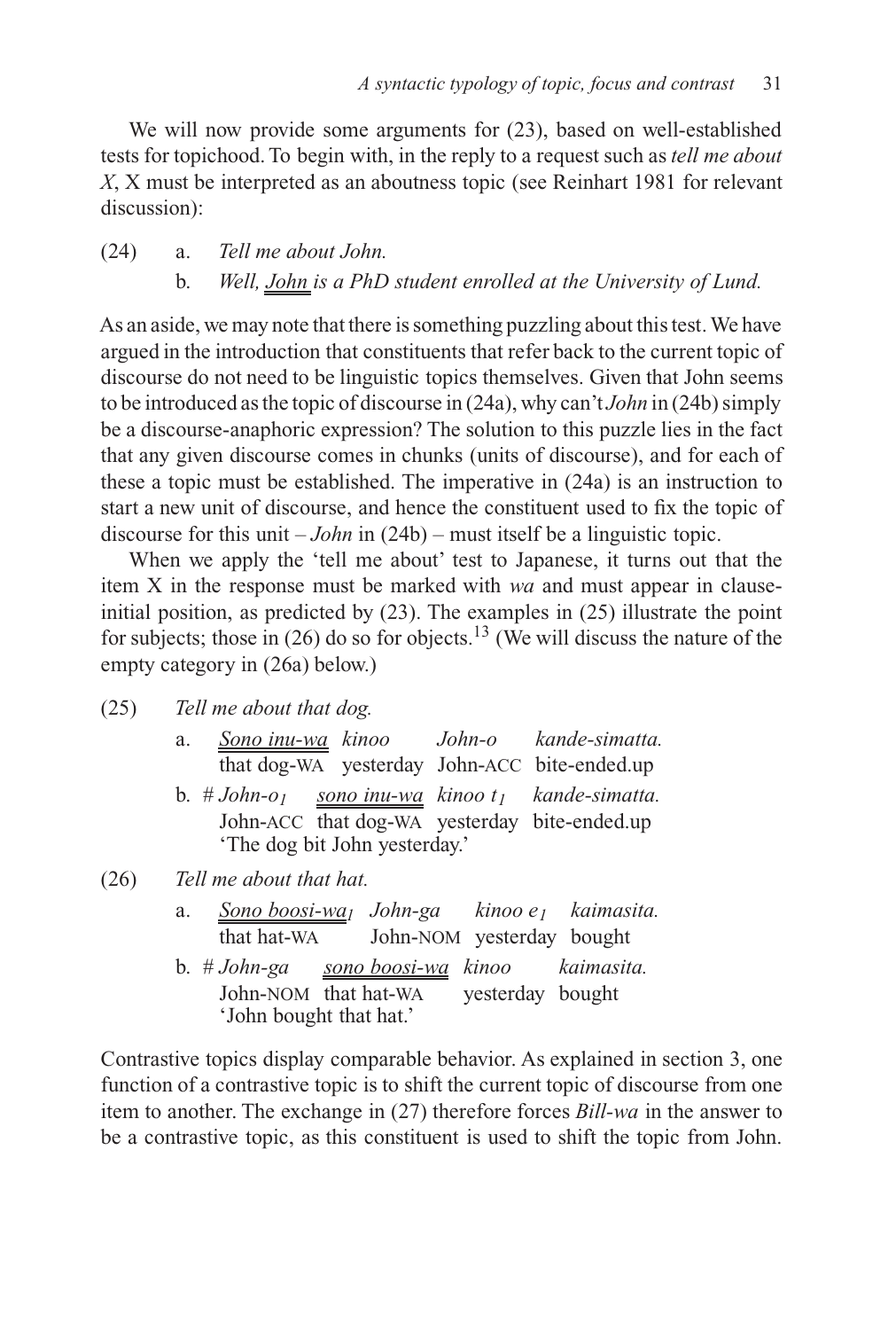We will now provide some arguments for (23), based on well-established tests for topichood. To begin with, in the reply to a request such as *tell me about X*, X must be interpreted as an aboutness topic (see Reinhart 1981 for relevant discussion):

(24) a. *Tell me about John.*

b. *Well, John is a PhD student enrolled at the University of Lund.*

As an aside, we may note that there is something puzzling about this test. We have argued in the introduction that constituents that refer back to the current topic of discourse do not need to be linguistic topics themselves. Given that John seems to be introduced as the topic of discourse in (24a), why can't *John* in (24b) simply be a discourse-anaphoric expression? The solution to this puzzle lies in the fact that any given discourse comes in chunks (units of discourse), and for each of these a topic must be established. The imperative in (24a) is an instruction to start a new unit of discourse, and hence the constituent used to fix the topic of discourse for this unit – *John* in (24b) – must itself be a linguistic topic.

When we apply the 'tell me about' test to Japanese, it turns out that the item X in the response must be marked with *wa* and must appear in clause-initial position, as predicted by (23). The examples in (25) illustrate the point for subjects; those in (26) do so for objects.[13] (We will discuss the nature of the empty category in (26a) below.)

(25) *Tell me about that dog.*

a. *Sono inu-wa kinoo John-o kande-simatta.*
 that dog-WA yesterday John-ACC bite-ended.up

b. # *John-o*$_1$ *sono inu-wa kinoo t*$_1$ *kande-simatta.*
 John-ACC that dog-WA yesterday bite-ended.up
 'The dog bit John yesterday.'

(26) *Tell me about that hat.*

a. *Sono boosi-wa*$_1$ *John-ga kinoo e*$_1$ *kaimasita.*
 that hat-WA John-NOM yesterday bought

b. # *John-ga sono boosi-wa kinoo kaimasita.*
 John-NOM that hat-WA yesterday bought
 'John bought that hat.'

Contrastive topics display comparable behavior. As explained in section 3, one function of a contrastive topic is to shift the current topic of discourse from one item to another. The exchange in (27) therefore forces *Bill-wa* in the answer to be a contrastive topic, as this constituent is used to shift the topic from John.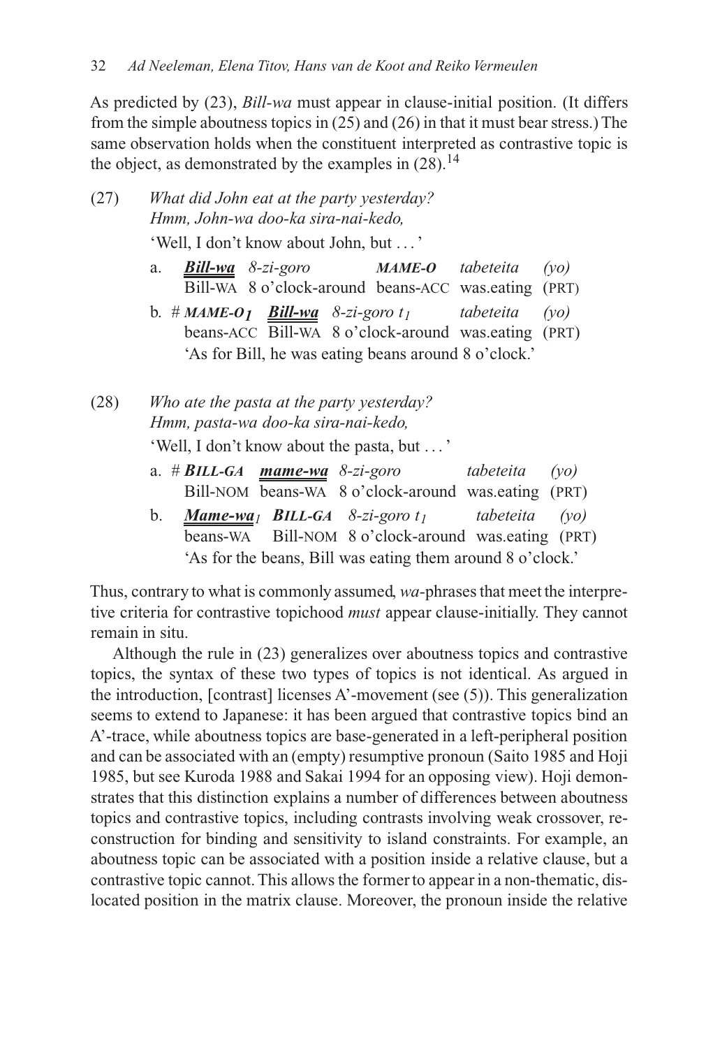As predicted by (23), *Bill-wa* must appear in clause-initial position. (It differs from the simple aboutness topics in (25) and (26) in that it must bear stress.) The same observation holds when the constituent interpreted as contrastive topic is the object, as demonstrated by the examples in (28).[14]

(27) *What did John eat at the party yesterday?*
*Hmm, John-wa doo-ka sira-nai-kedo,*
'Well, I don't know about John, but ...'

a. ***Bill-wa*** *8-zi-goro* ***MAME-O*** *tabeteita* *(yo)*
Bill-WA 8 o'clock-around beans-ACC was.eating (PRT)

b. # ***MAME-O***$_1$ ***Bill-wa*** *8-zi-goro* $t_1$ *tabeteita* *(yo)*
beans-ACC Bill-WA 8 o'clock-around was.eating (PRT)
'As for Bill, he was eating beans around 8 o'clock.'

(28) *Who ate the pasta at the party yesterday?*
*Hmm, pasta-wa doo-ka sira-nai-kedo,*
'Well, I don't know about the pasta, but ...'

a. # ***BILL-GA*** ***mame-wa*** *8-zi-goro* *tabeteita* *(yo)*
Bill-NOM beans-WA 8 o'clock-around was.eating (PRT)

b. ***Mame-wa***$_1$ ***BILL-GA*** *8-zi-goro* $t_1$ *tabeteita* *(yo)*
beans-WA Bill-NOM 8 o'clock-around was.eating (PRT)
'As for the beans, Bill was eating them around 8 o'clock.'

Thus, contrary to what is commonly assumed, *wa*-phrases that meet the interpretive criteria for contrastive topichood *must* appear clause-initially. They cannot remain in situ.

Although the rule in (23) generalizes over aboutness topics and contrastive topics, the syntax of these two types of topics is not identical. As argued in the introduction, [contrast] licenses A'-movement (see (5)). This generalization seems to extend to Japanese: it has been argued that contrastive topics bind an A'-trace, while aboutness topics are base-generated in a left-peripheral position and can be associated with an (empty) resumptive pronoun (Saito 1985 and Hoji 1985, but see Kuroda 1988 and Sakai 1994 for an opposing view). Hoji demonstrates that this distinction explains a number of differences between aboutness topics and contrastive topics, including contrasts involving weak crossover, reconstruction for binding and sensitivity to island constraints. For example, an aboutness topic can be associated with a position inside a relative clause, but a contrastive topic cannot. This allows the former to appear in a non-thematic, dislocated position in the matrix clause. Moreover, the pronoun inside the relative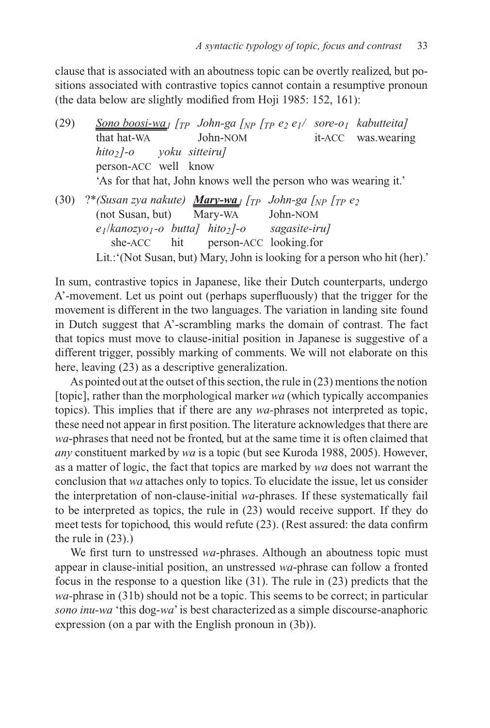clause that is associated with an aboutness topic can be overtly realized, but positions associated with contrastive topics cannot contain a resumptive pronoun (the data below are slightly modified from Hoji 1985: 152, 161):

(29) *Sono boosi-wa₁* [$_{TP}$ *John-ga* [$_{NP}$ [$_{TP}$ $e_2$ $e_1$/ *sore-o₁* *kabutteita*]
that hat-WA John-NOM it-ACC was.wearing
*hito₂*]-*o* *yoku* *sitteiru*]
person-ACC well know
'As for that hat, John knows well the person who was wearing it.'

(30) ?\*(*Susan zya nakute*) ***Mary-wa₁*** [$_{TP}$ *John-ga* [$_{NP}$ [$_{TP}$ $e_2$
(not Susan, but) Mary-WA John-NOM
$e_1$/*kanozyo₁-o* *butta*] *hito₂*]-*o* *sagasite-iru*]
she-ACC hit person-ACC looking.for
Lit.:'(Not Susan, but) Mary, John is looking for a person who hit (her).'

In sum, contrastive topics in Japanese, like their Dutch counterparts, undergo A'-movement. Let us point out (perhaps superfluously) that the trigger for the movement is different in the two languages. The variation in landing site found in Dutch suggest that A'-scrambling marks the domain of contrast. The fact that topics must move to clause-initial position in Japanese is suggestive of a different trigger, possibly marking of comments. We will not elaborate on this here, leaving (23) as a descriptive generalization.

As pointed out at the outset of this section, the rule in (23) mentions the notion [topic], rather than the morphological marker *wa* (which typically accompanies topics). This implies that if there are any *wa*-phrases not interpreted as topic, these need not appear in first position. The literature acknowledges that there are *wa*-phrases that need not be fronted, but at the same time it is often claimed that *any* constituent marked by *wa* is a topic (but see Kuroda 1988, 2005). However, as a matter of logic, the fact that topics are marked by *wa* does not warrant the conclusion that *wa* attaches only to topics. To elucidate the issue, let us consider the interpretation of non-clause-initial *wa*-phrases. If these systematically fail to be interpreted as topics, the rule in (23) would receive support. If they do meet tests for topichood, this would refute (23). (Rest assured: the data confirm the rule in (23).)

We first turn to unstressed *wa*-phrases. Although an aboutness topic must appear in clause-initial position, an unstressed *wa*-phrase can follow a fronted focus in the response to a question like (31). The rule in (23) predicts that the *wa*-phrase in (31b) should not be a topic. This seems to be correct; in particular *sono inu-wa* 'this dog-*wa*' is best characterized as a simple discourse-anaphoric expression (on a par with the English pronoun in (3b)).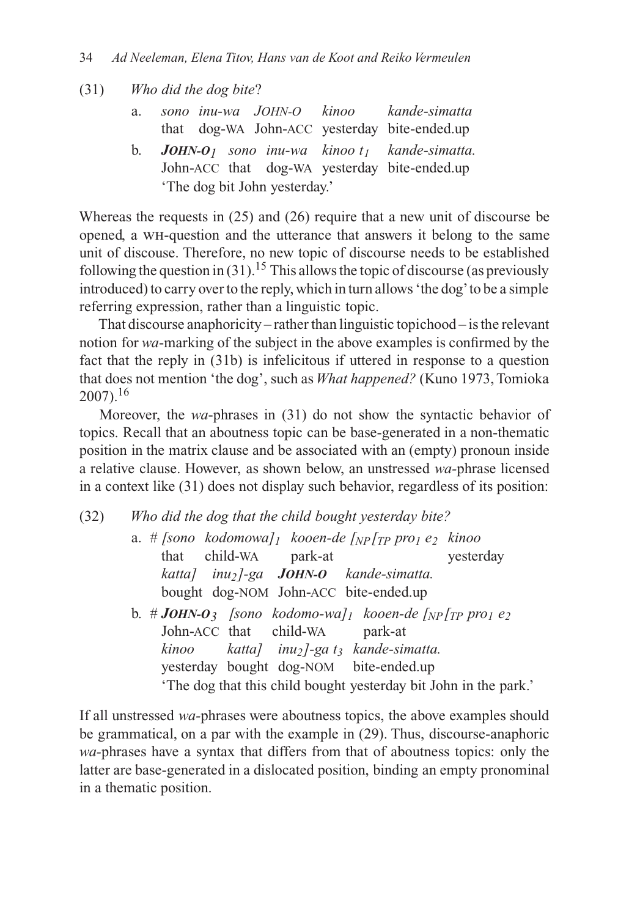(31) *Who did the dog bite*?

a. *sono inu-wa* *JOHN-O* *kinoo* *kande-simatta*
   that dog-WA John-ACC yesterday bite-ended.up

b. ***JOHN-O$_1$*** *sono inu-wa kinoo t$_1$ kande-simatta.*
   John-ACC that dog-WA yesterday bite-ended.up
   'The dog bit John yesterday.'

Whereas the requests in (25) and (26) require that a new unit of discourse be opened, a WH-question and the utterance that answers it belong to the same unit of discouse. Therefore, no new topic of discourse needs to be established following the question in (31).[15] This allows the topic of discourse (as previously introduced) to carry over to the reply, which in turn allows 'the dog' to be a simple referring expression, rather than a linguistic topic.

That discourse anaphoricity – rather than linguistic topichood – is the relevant notion for *wa*-marking of the subject in the above examples is confirmed by the fact that the reply in (31b) is infelicitous if uttered in response to a question that does not mention 'the dog', such as *What happened?* (Kuno 1973, Tomioka 2007).[16]

Moreover, the *wa*-phrases in (31) do not show the syntactic behavior of topics. Recall that an aboutness topic can be base-generated in a non-thematic position in the matrix clause and be associated with an (empty) pronoun inside a relative clause. However, as shown below, an unstressed *wa*-phrase licensed in a context like (31) does not display such behavior, regardless of its position:

(32) *Who did the dog that the child bought yesterday bite?*

a. # *[sono kodomowa]$_1$ kooen-de [$_{NP}$[$_{TP}$ pro$_1$ e$_2$ kinoo*
   that child-WA park-at yesterday
   *katta] inu$_2$]-ga* ***JOHN-O*** *kande-simatta.*
   bought dog-NOM John-ACC bite-ended.up

b. # ***JOHN-O$_3$*** *[sono kodomo-wa]$_1$ kooen-de [$_{NP}$[$_{TP}$ pro$_1$ e$_2$*
   John-ACC that child-WA park-at
   *kinoo katta] inu$_2$]-ga t$_3$ kande-simatta.*
   yesterday bought dog-NOM bite-ended.up
   'The dog that this child bought yesterday bit John in the park.'

If all unstressed *wa*-phrases were aboutness topics, the above examples should be grammatical, on a par with the example in (29). Thus, discourse-anaphoric *wa*-phrases have a syntax that differs from that of aboutness topics: only the latter are base-generated in a dislocated position, binding an empty pronominal in a thematic position.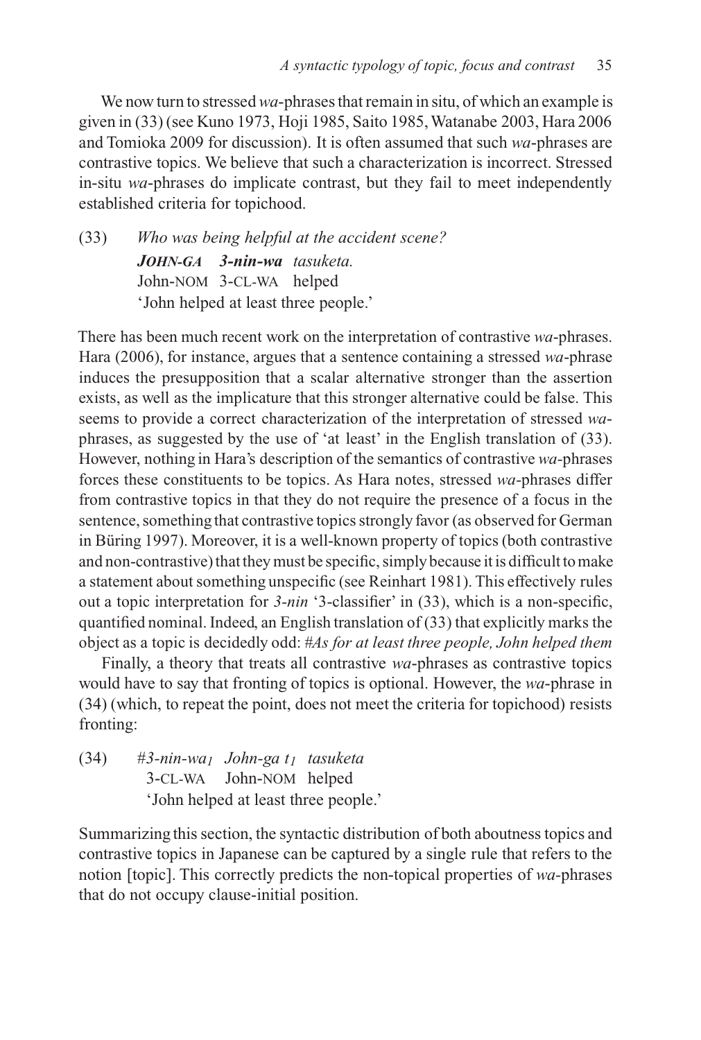We now turn to stressed *wa*-phrases that remain in situ, of which an example is given in (33) (see Kuno 1973, Hoji 1985, Saito 1985, Watanabe 2003, Hara 2006 and Tomioka 2009 for discussion). It is often assumed that such *wa*-phrases are contrastive topics. We believe that such a characterization is incorrect. Stressed in-situ *wa*-phrases do implicate contrast, but they fail to meet independently established criteria for topichood.

(33) *Who was being helpful at the accident scene?*
 ***JOHN-GA 3-nin-wa*** *tasuketa.*
 John-NOM 3-CL-WA helped
 'John helped at least three people.'

There has been much recent work on the interpretation of contrastive *wa*-phrases. Hara (2006), for instance, argues that a sentence containing a stressed *wa*-phrase induces the presupposition that a scalar alternative stronger than the assertion exists, as well as the implicature that this stronger alternative could be false. This seems to provide a correct characterization of the interpretation of stressed *wa*-phrases, as suggested by the use of 'at least' in the English translation of (33). However, nothing in Hara's description of the semantics of contrastive *wa*-phrases forces these constituents to be topics. As Hara notes, stressed *wa*-phrases differ from contrastive topics in that they do not require the presence of a focus in the sentence, something that contrastive topics strongly favor (as observed for German in Büring 1997). Moreover, it is a well-known property of topics (both contrastive and non-contrastive) that they must be specific, simply because it is difficult to make a statement about something unspecific (see Reinhart 1981). This effectively rules out a topic interpretation for *3-nin* '3-classifier' in (33), which is a non-specific, quantified nominal. Indeed, an English translation of (33) that explicitly marks the object as a topic is decidedly odd: *#As for at least three people, John helped them*

Finally, a theory that treats all contrastive *wa*-phrases as contrastive topics would have to say that fronting of topics is optional. However, the *wa*-phrase in (34) (which, to repeat the point, does not meet the criteria for topichood) resists fronting:

(34) *#3-nin-wa$_1$ John-ga t$_1$ tasuketa*
 3-CL-WA John-NOM helped
 'John helped at least three people.'

Summarizing this section, the syntactic distribution of both aboutness topics and contrastive topics in Japanese can be captured by a single rule that refers to the notion [topic]. This correctly predicts the non-topical properties of *wa*-phrases that do not occupy clause-initial position.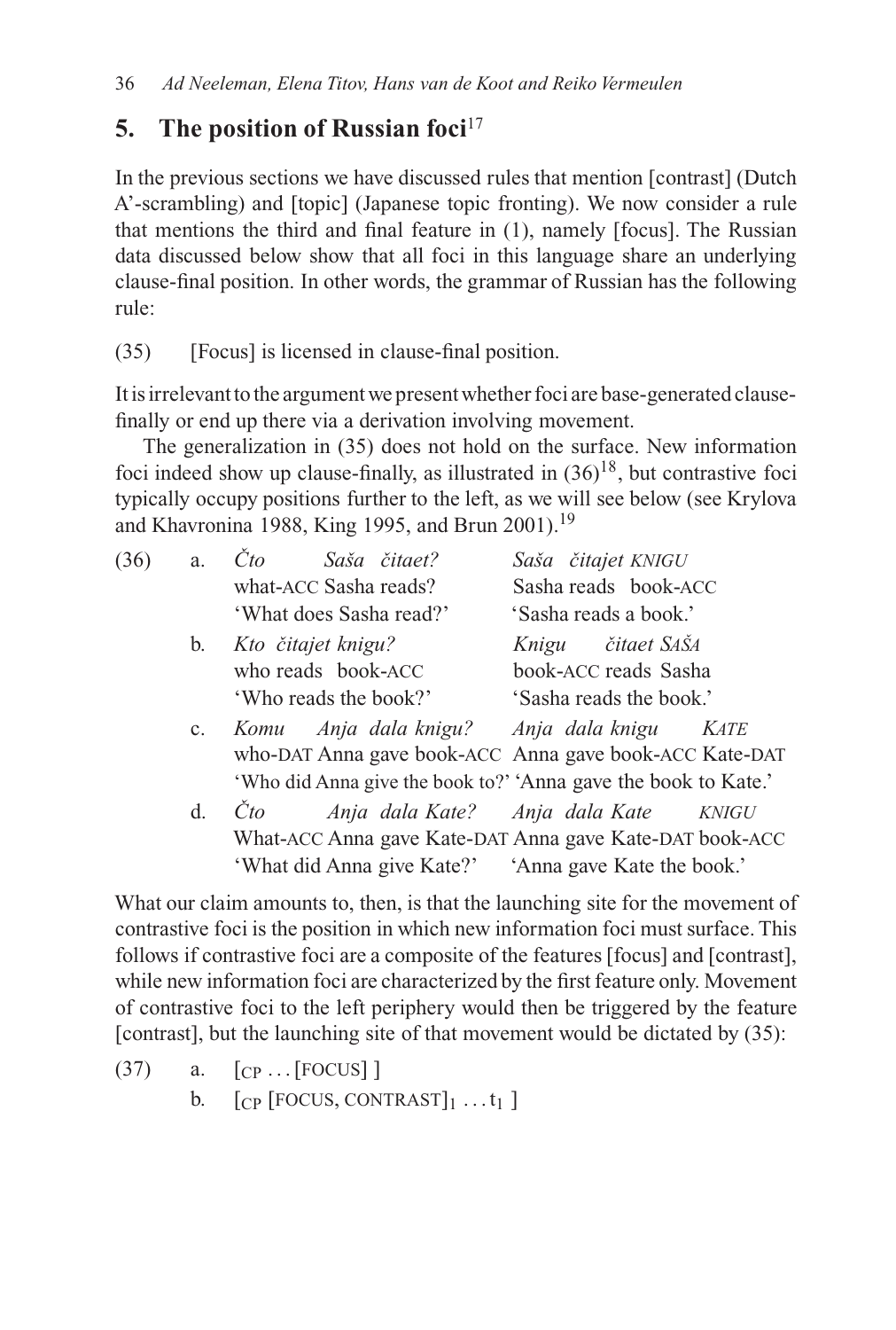## 5. The position of Russian foci[17]

In the previous sections we have discussed rules that mention [contrast] (Dutch A'-scrambling) and [topic] (Japanese topic fronting). We now consider a rule that mentions the third and final feature in (1), namely [focus]. The Russian data discussed below show that all foci in this language share an underlying clause-final position. In other words, the grammar of Russian has the following rule:

(35) [Focus] is licensed in clause-final position.

It is irrelevant to the argument we present whether foci are base-generated clause-finally or end up there via a derivation involving movement.

The generalization in (35) does not hold on the surface. New information foci indeed show up clause-finally, as illustrated in (36)[18], but contrastive foci typically occupy positions further to the left, as we will see below (see Krylova and Khavronina 1988, King 1995, and Brun 2001).[19]

(36) a. *Čto Saša čitaet?* — *Saša čitajet KNIGU*
what-ACC Sasha reads? — Sasha reads book-ACC
'What does Sasha read?' — 'Sasha reads a book.'

b. *Kto čitajet knigu?* — *Knigu čitaet SAŠA*
who reads book-ACC — book-ACC reads Sasha
'Who reads the book?' — 'Sasha reads the book.'

c. *Komu Anja dala knigu?* — *Anja dala knigu KATE*
who-DAT Anna gave book-ACC — Anna gave book-ACC Kate-DAT
'Who did Anna give the book to?' — 'Anna gave the book to Kate.'

d. *Čto Anja dala Kate?* — *Anja dala Kate KNIGU*
What-ACC Anna gave Kate-DAT — Anna gave Kate-DAT book-ACC
'What did Anna give Kate?' — 'Anna gave Kate the book.'

What our claim amounts to, then, is that the launching site for the movement of contrastive foci is the position in which new information foci must surface. This follows if contrastive foci are a composite of the features [focus] and [contrast], while new information foci are characterized by the first feature only. Movement of contrastive foci to the left periphery would then be triggered by the feature [contrast], but the launching site of that movement would be dictated by (35):

(37) a. $[_{CP} \ldots [\text{FOCUS}]\,]$

b. $[_{CP} [\text{FOCUS, CONTRAST}]_1 \ldots t_1\,]$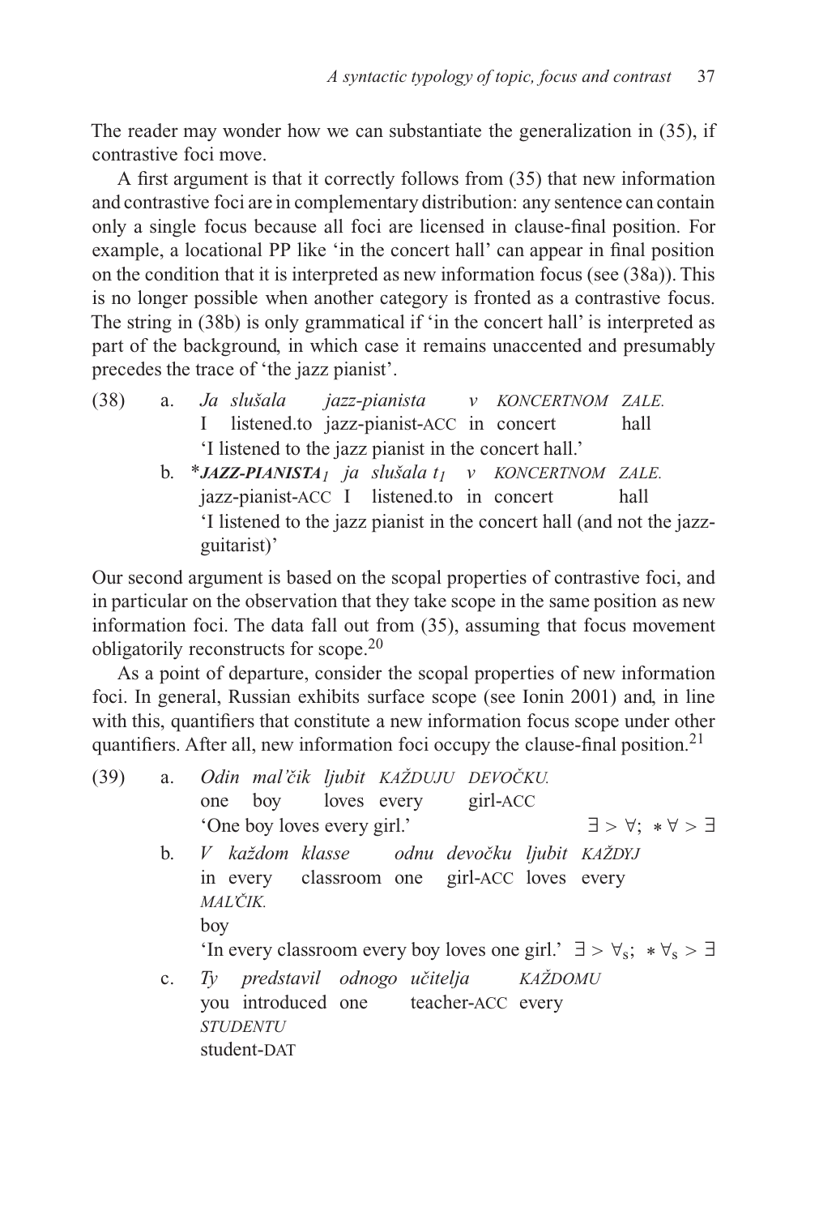The reader may wonder how we can substantiate the generalization in (35), if contrastive foci move.

A first argument is that it correctly follows from (35) that new information and contrastive foci are in complementary distribution: any sentence can contain only a single focus because all foci are licensed in clause-final position. For example, a locational PP like 'in the concert hall' can appear in final position on the condition that it is interpreted as new information focus (see (38a)). This is no longer possible when another category is fronted as a contrastive focus. The string in (38b) is only grammatical if 'in the concert hall' is interpreted as part of the background, in which case it remains unaccented and presumably precedes the trace of 'the jazz pianist'.

(38) a. *Ja slušala jazz-pianista v KONCERTNOM ZALE.*
I listened.to jazz-pianist-ACC in concert hall
'I listened to the jazz pianist in the concert hall.'

b. \**JAZZ-PIANISTA*$_1$ *ja slušala t*$_1$ *v KONCERTNOM ZALE.*
jazz-pianist-ACC I listened.to in concert hall
'I listened to the jazz pianist in the concert hall (and not the jazz-guitarist)'

Our second argument is based on the scopal properties of contrastive foci, and in particular on the observation that they take scope in the same position as new information foci. The data fall out from (35), assuming that focus movement obligatorily reconstructs for scope.[20]

As a point of departure, consider the scopal properties of new information foci. In general, Russian exhibits surface scope (see Ionin 2001) and, in line with this, quantifiers that constitute a new information focus scope under other quantifiers. After all, new information foci occupy the clause-final position.[21]

(39) a. *Odin mal'čik ljubit KAŽDUJU DEVOČKU.*
one boy loves every girl-ACC
'One boy loves every girl.' $\exists > \forall$; $* \forall > \exists$

b. *V každom klasse odnu devočku ljubit KAŽDYJ MAL'ČIK.*
in every classroom one girl-ACC loves every boy
'In every classroom every boy loves one girl.' $\exists > \forall_s$; $* \forall_s > \exists$

c. *Ty predstavil odnogo učitelja KAŽDOMU STUDENTU*
you introduced one teacher-ACC every student-DAT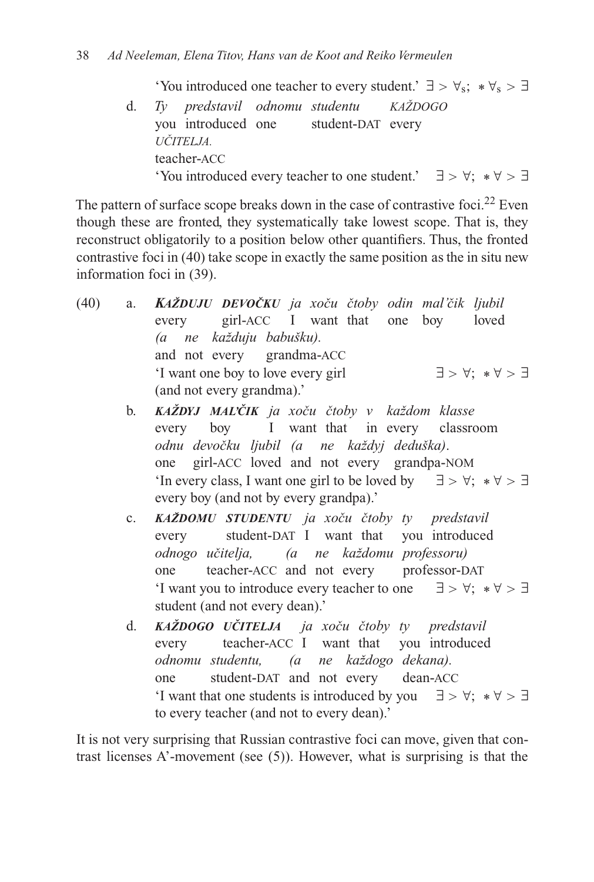'You introduced one teacher to every student.' $\exists > \forall_s$; $*\forall_s > \exists$

d. *Ty predstavil odnomu studentu KAŽDOGO UČITELJA.*
you introduced one student-DAT every teacher-ACC
'You introduced every teacher to one student.' $\exists > \forall$; $*\forall > \exists$

The pattern of surface scope breaks down in the case of contrastive foci.[22] Even though these are fronted, they systematically take lowest scope. That is, they reconstruct obligatorily to a position below other quantifiers. Thus, the fronted contrastive foci in (40) take scope in exactly the same position as the in situ new information foci in (39).

(40) a. ***KAŽDUJU DEVOČKU*** *ja xoču čtoby odin mal'čik ljubil (a ne každuju babušku).*
every girl-ACC I want that one boy loved and not every grandma-ACC
'I want one boy to love every girl (and not every grandma).' $\exists > \forall$; $*\forall > \exists$

b. ***KAŽDYJ MAL'ČIK*** *ja xoču čtoby v každom klasse odnu devočku ljubil (a ne každyj deduška).*
every boy I want that in every classroom one girl-ACC loved and not every grandpa-NOM
'In every class, I want one girl to be loved by every boy (and not by every grandpa).' $\exists > \forall$; $*\forall > \exists$

c. ***KAŽDOMU STUDENTU*** *ja xoču čtoby ty predstavil odnogo učitelja, (a ne každomu professoru)*
every student-DAT I want that you introduced one teacher-ACC and not every professor-DAT
'I want you to introduce every teacher to one student (and not every dean).' $\exists > \forall$; $*\forall > \exists$

d. ***KAŽDOGO UČITELJA*** *ja xoču čtoby ty predstavil odnomu studentu, (a ne každogo dekana).*
every teacher-ACC I want that you introduced one student-DAT and not every dean-ACC
'I want that one students is introduced by you to every teacher (and not to every dean).' $\exists > \forall$; $*\forall > \exists$

It is not very surprising that Russian contrastive foci can move, given that contrast licenses A'-movement (see (5)). However, what is surprising is that the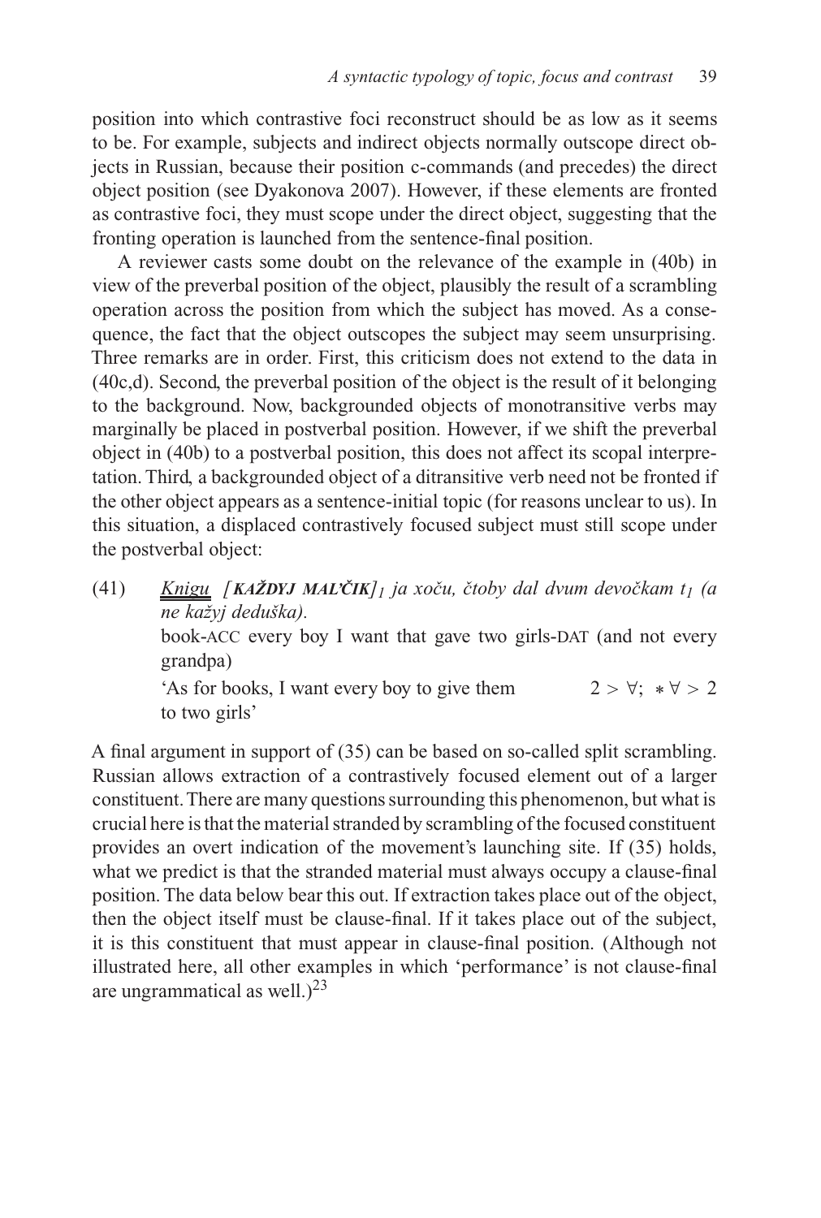position into which contrastive foci reconstruct should be as low as it seems to be. For example, subjects and indirect objects normally outscope direct objects in Russian, because their position c-commands (and precedes) the direct object position (see Dyakonova 2007). However, if these elements are fronted as contrastive foci, they must scope under the direct object, suggesting that the fronting operation is launched from the sentence-final position.

A reviewer casts some doubt on the relevance of the example in (40b) in view of the preverbal position of the object, plausibly the result of a scrambling operation across the position from which the subject has moved. As a consequence, the fact that the object outscopes the subject may seem unsurprising. Three remarks are in order. First, this criticism does not extend to the data in (40c,d). Second, the preverbal position of the object is the result of it belonging to the background. Now, backgrounded objects of monotransitive verbs may marginally be placed in postverbal position. However, if we shift the preverbal object in (40b) to a postverbal position, this does not affect its scopal interpretation. Third, a backgrounded object of a ditransitive verb need not be fronted if the other object appears as a sentence-initial topic (for reasons unclear to us). In this situation, a displaced contrastively focused subject must still scope under the postverbal object:

(41) *Knigu* [***KAŽDYJ MAL'ČIK***]$_1$ *ja xoču, čtoby dal dvum devočkam* $t_1$ *(a ne kažyj deduška).*
book-ACC every boy I want that gave two girls-DAT (and not every grandpa)
'As for books, I want every boy to give them to two girls' $2 > \forall$; $*\forall > 2$

A final argument in support of (35) can be based on so-called split scrambling. Russian allows extraction of a contrastively focused element out of a larger constituent. There are many questions surrounding this phenomenon, but what is crucial here is that the material stranded by scrambling of the focused constituent provides an overt indication of the movement's launching site. If (35) holds, what we predict is that the stranded material must always occupy a clause-final position. The data below bear this out. If extraction takes place out of the object, then the object itself must be clause-final. If it takes place out of the subject, it is this constituent that must appear in clause-final position. (Although not illustrated here, all other examples in which 'performance' is not clause-final are ungrammatical as well.)[23]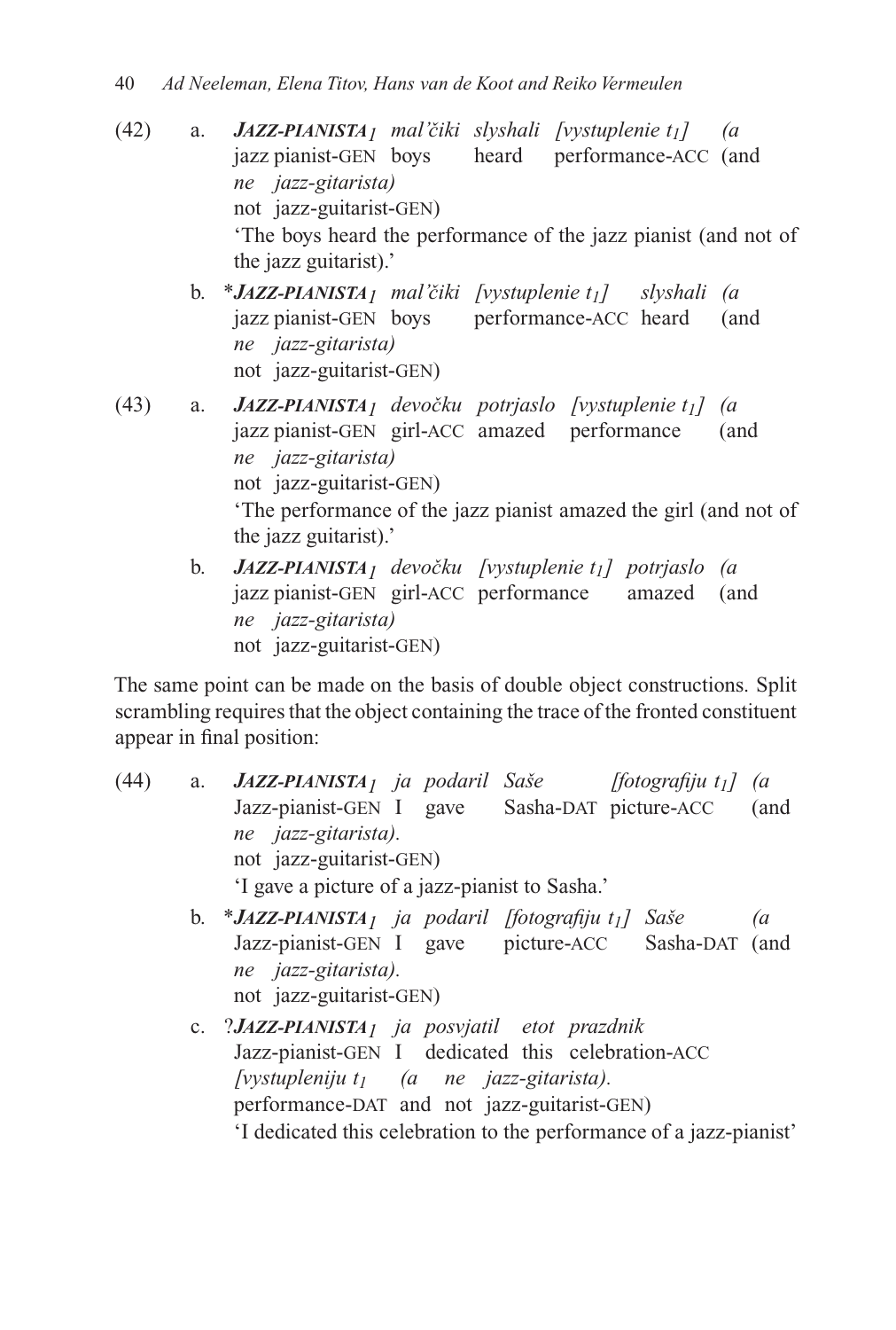(42) a. ***JAZZ-PIANISTA***$_1$ *mal'čiki slyshali [vystuplenie* $t_1$*] (a ne jazz-gitarista)*
jazz pianist-GEN boys heard performance-ACC (and not jazz-guitarist-GEN)
'The boys heard the performance of the jazz pianist (and not of the jazz guitarist).'

b. \****JAZZ-PIANISTA***$_1$ *mal'čiki [vystuplenie* $t_1$*] slyshali (a ne jazz-gitarista)*
jazz pianist-GEN boys performance-ACC heard (and not jazz-guitarist-GEN)

(43) a. ***JAZZ-PIANISTA***$_1$ *devočku potrjaslo [vystuplenie* $t_1$*] (a ne jazz-gitarista)*
jazz pianist-GEN girl-ACC amazed performance (and not jazz-guitarist-GEN)
'The performance of the jazz pianist amazed the girl (and not of the jazz guitarist).'

b. ***JAZZ-PIANISTA***$_1$ *devočku [vystuplenie* $t_1$*] potrjaslo (a ne jazz-gitarista)*
jazz pianist-GEN girl-ACC performance amazed (and not jazz-guitarist-GEN)

The same point can be made on the basis of double object constructions. Split scrambling requires that the object containing the trace of the fronted constituent appear in final position:

(44) a. ***JAZZ-PIANISTA***$_1$ *ja podaril Saše [fotografiju* $t_1$*] (a ne jazz-gitarista).*
Jazz-pianist-GEN I gave Sasha-DAT picture-ACC (and not jazz-guitarist-GEN)
'I gave a picture of a jazz-pianist to Sasha.'

b. \****JAZZ-PIANISTA***$_1$ *ja podaril [fotografiju* $t_1$*] Saše (a ne jazz-gitarista).*
Jazz-pianist-GEN I gave picture-ACC Sasha-DAT (and not jazz-guitarist-GEN)

c. ?***JAZZ-PIANISTA***$_1$ *ja posvjatil etot prazdnik [vystupleniju* $t_1$ *(a ne jazz-gitarista).*
Jazz-pianist-GEN I dedicated this celebration-ACC performance-DAT and not jazz-guitarist-GEN)
'I dedicated this celebration to the performance of a jazz-pianist'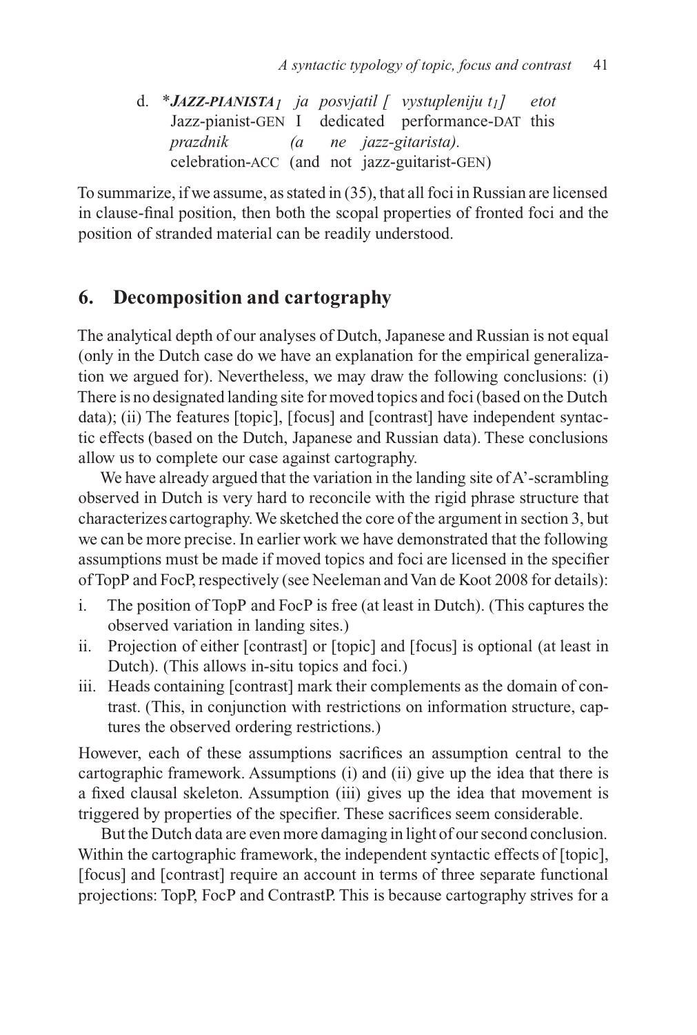d. \**JAZZ-PIANISTA*$_1$ *ja posvjatil [ vystupleniju t$_1$] etot*
   Jazz-pianist-GEN I dedicated performance-DAT this
   *prazdnik (a ne jazz-gitarista).*
   celebration-ACC (and not jazz-guitarist-GEN)

To summarize, if we assume, as stated in (35), that all foci in Russian are licensed in clause-final position, then both the scopal properties of fronted foci and the position of stranded material can be readily understood.

## 6. Decomposition and cartography

The analytical depth of our analyses of Dutch, Japanese and Russian is not equal (only in the Dutch case do we have an explanation for the empirical generalization we argued for). Nevertheless, we may draw the following conclusions: (i) There is no designated landing site for moved topics and foci (based on the Dutch data); (ii) The features [topic], [focus] and [contrast] have independent syntactic effects (based on the Dutch, Japanese and Russian data). These conclusions allow us to complete our case against cartography.

We have already argued that the variation in the landing site of A'-scrambling observed in Dutch is very hard to reconcile with the rigid phrase structure that characterizes cartography. We sketched the core of the argument in section 3, but we can be more precise. In earlier work we have demonstrated that the following assumptions must be made if moved topics and foci are licensed in the specifier of TopP and FocP, respectively (see Neeleman and Van de Koot 2008 for details):

i. The position of TopP and FocP is free (at least in Dutch). (This captures the observed variation in landing sites.)
ii. Projection of either [contrast] or [topic] and [focus] is optional (at least in Dutch). (This allows in-situ topics and foci.)
iii. Heads containing [contrast] mark their complements as the domain of contrast. (This, in conjunction with restrictions on information structure, captures the observed ordering restrictions.)

However, each of these assumptions sacrifices an assumption central to the cartographic framework. Assumptions (i) and (ii) give up the idea that there is a fixed clausal skeleton. Assumption (iii) gives up the idea that movement is triggered by properties of the specifier. These sacrifices seem considerable.

But the Dutch data are even more damaging in light of our second conclusion. Within the cartographic framework, the independent syntactic effects of [topic], [focus] and [contrast] require an account in terms of three separate functional projections: TopP, FocP and ContrastP. This is because cartography strives for a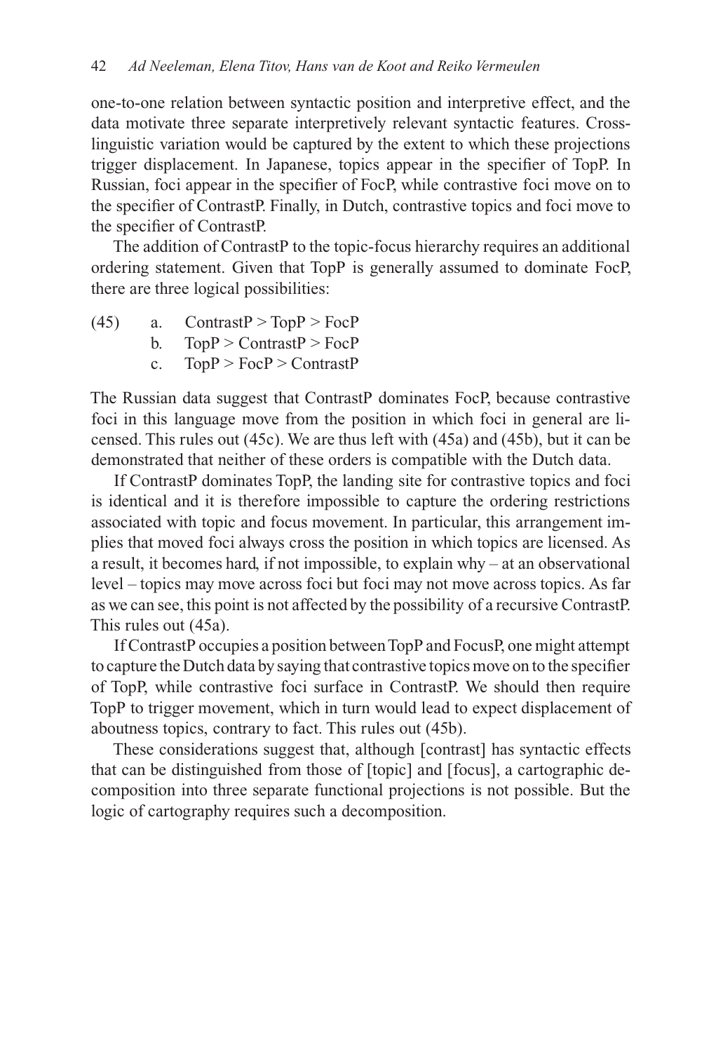one-to-one relation between syntactic position and interpretive effect, and the data motivate three separate interpretively relevant syntactic features. Cross-linguistic variation would be captured by the extent to which these projections trigger displacement. In Japanese, topics appear in the specifier of TopP. In Russian, foci appear in the specifier of FocP, while contrastive foci move on to the specifier of ContrastP. Finally, in Dutch, contrastive topics and foci move to the specifier of ContrastP.

The addition of ContrastP to the topic-focus hierarchy requires an additional ordering statement. Given that TopP is generally assumed to dominate FocP, there are three logical possibilities:

(45) a. ContrastP > TopP > FocP
     b. TopP > ContrastP > FocP
     c. TopP > FocP > ContrastP

The Russian data suggest that ContrastP dominates FocP, because contrastive foci in this language move from the position in which foci in general are licensed. This rules out (45c). We are thus left with (45a) and (45b), but it can be demonstrated that neither of these orders is compatible with the Dutch data.

If ContrastP dominates TopP, the landing site for contrastive topics and foci is identical and it is therefore impossible to capture the ordering restrictions associated with topic and focus movement. In particular, this arrangement implies that moved foci always cross the position in which topics are licensed. As a result, it becomes hard, if not impossible, to explain why – at an observational level – topics may move across foci but foci may not move across topics. As far as we can see, this point is not affected by the possibility of a recursive ContrastP. This rules out (45a).

If ContrastP occupies a position between TopP and FocusP, one might attempt to capture the Dutch data by saying that contrastive topics move on to the specifier of TopP, while contrastive foci surface in ContrastP. We should then require TopP to trigger movement, which in turn would lead to expect displacement of aboutness topics, contrary to fact. This rules out (45b).

These considerations suggest that, although [contrast] has syntactic effects that can be distinguished from those of [topic] and [focus], a cartographic decomposition into three separate functional projections is not possible. But the logic of cartography requires such a decomposition.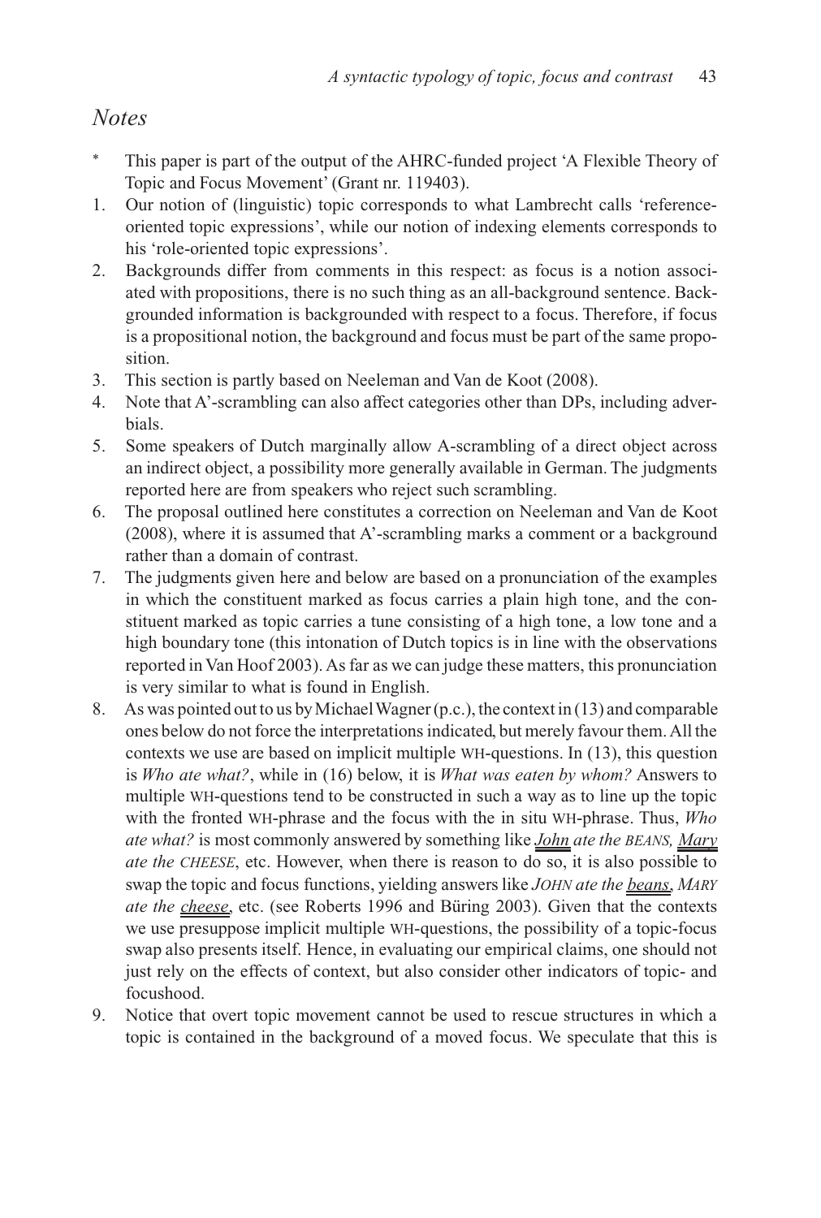## *Notes*

\* This paper is part of the output of the AHRC-funded project 'A Flexible Theory of Topic and Focus Movement' (Grant nr. 119403).

1. Our notion of (linguistic) topic corresponds to what Lambrecht calls 'reference-oriented topic expressions', while our notion of indexing elements corresponds to his 'role-oriented topic expressions'.
2. Backgrounds differ from comments in this respect: as focus is a notion associated with propositions, there is no such thing as an all-background sentence. Backgrounded information is backgrounded with respect to a focus. Therefore, if focus is a propositional notion, the background and focus must be part of the same proposition.
3. This section is partly based on Neeleman and Van de Koot (2008).
4. Note that A'-scrambling can also affect categories other than DPs, including adverbials.
5. Some speakers of Dutch marginally allow A-scrambling of a direct object across an indirect object, a possibility more generally available in German. The judgments reported here are from speakers who reject such scrambling.
6. The proposal outlined here constitutes a correction on Neeleman and Van de Koot (2008), where it is assumed that A'-scrambling marks a comment or a background rather than a domain of contrast.
7. The judgments given here and below are based on a pronunciation of the examples in which the constituent marked as focus carries a plain high tone, and the constituent marked as topic carries a tune consisting of a high tone, a low tone and a high boundary tone (this intonation of Dutch topics is in line with the observations reported in Van Hoof 2003). As far as we can judge these matters, this pronunciation is very similar to what is found in English.
8. As was pointed out to us by Michael Wagner (p.c.), the context in (13) and comparable ones below do not force the interpretations indicated, but merely favour them. All the contexts we use are based on implicit multiple WH-questions. In (13), this question is *Who ate what?*, while in (16) below, it is *What was eaten by whom?* Answers to multiple WH-questions tend to be constructed in such a way as to line up the topic with the fronted WH-phrase and the focus with the in situ WH-phrase. Thus, *Who ate what?* is most commonly answered by something like *John ate the BEANS, Mary ate the CHEESE*, etc. However, when there is reason to do so, it is also possible to swap the topic and focus functions, yielding answers like *JOHN ate the beans, MARY ate the cheese*, etc. (see Roberts 1996 and Büring 2003). Given that the contexts we use presuppose implicit multiple WH-questions, the possibility of a topic-focus swap also presents itself. Hence, in evaluating our empirical claims, one should not just rely on the effects of context, but also consider other indicators of topic- and focushood.
9. Notice that overt topic movement cannot be used to rescue structures in which a topic is contained in the background of a moved focus. We speculate that this is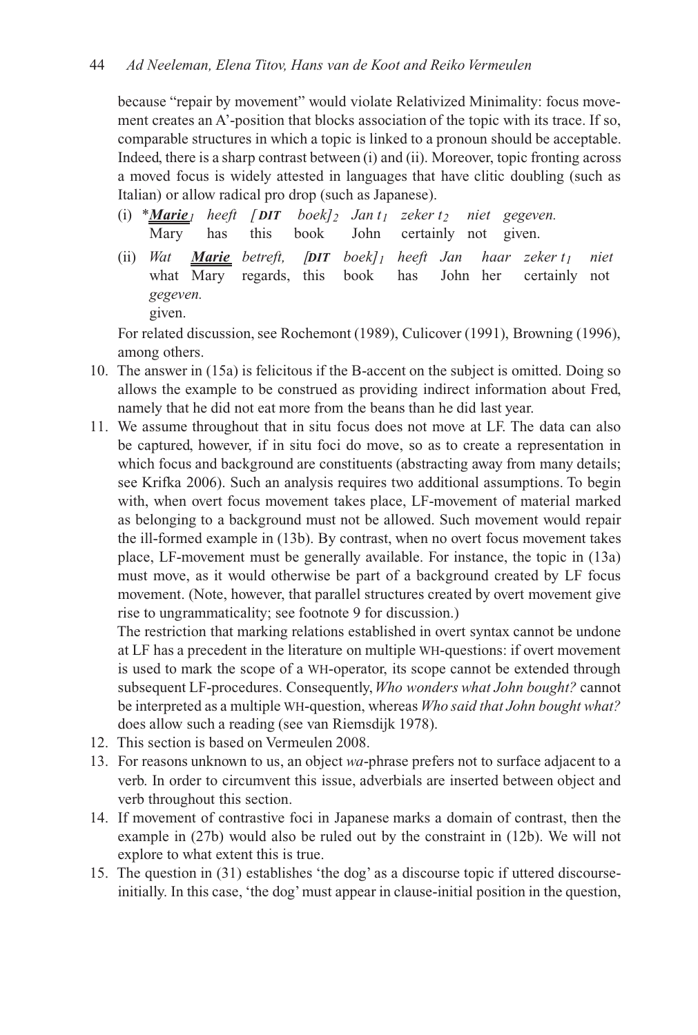because “repair by movement” would violate Relativized Minimality: focus movement creates an A’-position that blocks association of the topic with its trace. If so, comparable structures in which a topic is linked to a pronoun should be acceptable. Indeed, there is a sharp contrast between (i) and (ii). Moreover, topic fronting across a moved focus is widely attested in languages that have clitic doubling (such as Italian) or allow radical pro drop (such as Japanese).

(i) \**__Marie__*$_1$ *heeft* [*DIT* *boek*]$_2$ *Jan* $t_1$ *zeker* $t_2$ *niet gegeven.*
 Mary has this book John certainly not given.

(ii) *Wat* ***__Marie__*** *betreft,* [*DIT* *boek*]$_1$ *heeft Jan haar zeker* $t_1$ *niet gegeven.*
 what Mary regards, this book has John her certainly not given.

For related discussion, see Rochemont (1989), Culicover (1991), Browning (1996), among others.

10. The answer in (15a) is felicitous if the B-accent on the subject is omitted. Doing so allows the example to be construed as providing indirect information about Fred, namely that he did not eat more from the beans than he did last year.
11. We assume throughout that in situ focus does not move at LF. The data can also be captured, however, if in situ foci do move, so as to create a representation in which focus and background are constituents (abstracting away from many details; see Krifka 2006). Such an analysis requires two additional assumptions. To begin with, when overt focus movement takes place, LF-movement of material marked as belonging to a background must not be allowed. Such movement would repair the ill-formed example in (13b). By contrast, when no overt focus movement takes place, LF-movement must be generally available. For instance, the topic in (13a) must move, as it would otherwise be part of a background created by LF focus movement. (Note, however, that parallel structures created by overt movement give rise to ungrammaticality; see footnote 9 for discussion.)
 The restriction that marking relations established in overt syntax cannot be undone at LF has a precedent in the literature on multiple WH-questions: if overt movement is used to mark the scope of a WH-operator, its scope cannot be extended through subsequent LF-procedures. Consequently, *Who wonders what John bought?* cannot be interpreted as a multiple WH-question, whereas *Who said that John bought what?* does allow such a reading (see van Riemsdijk 1978).
12. This section is based on Vermeulen 2008.
13. For reasons unknown to us, an object *wa*-phrase prefers not to surface adjacent to a verb. In order to circumvent this issue, adverbials are inserted between object and verb throughout this section.
14. If movement of contrastive foci in Japanese marks a domain of contrast, then the example in (27b) would also be ruled out by the constraint in (12b). We will not explore to what extent this is true.
15. The question in (31) establishes ‘the dog’ as a discourse topic if uttered discourse-initially. In this case, ‘the dog’ must appear in clause-initial position in the question,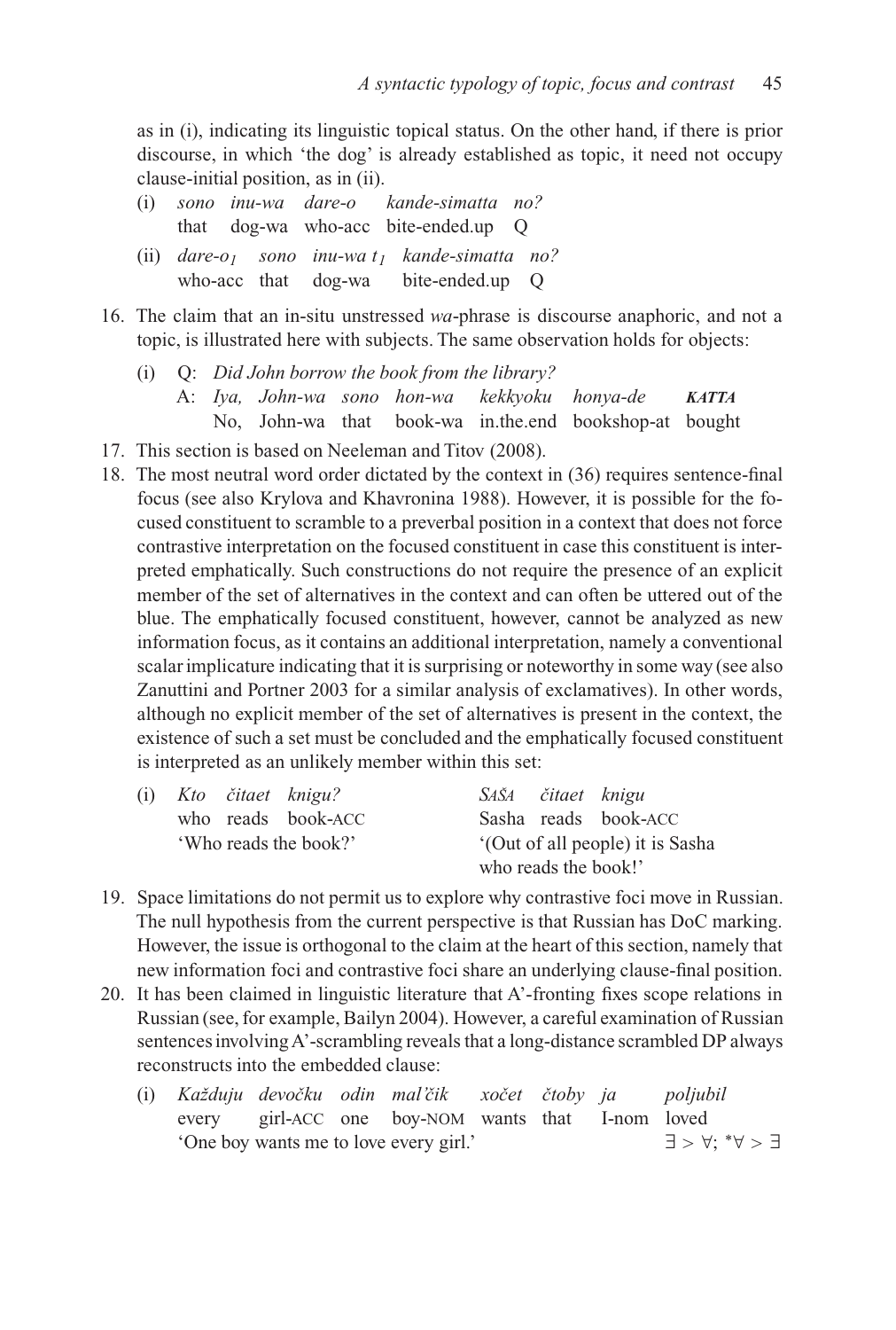as in (i), indicating its linguistic topical status. On the other hand, if there is prior discourse, in which 'the dog' is already established as topic, it need not occupy clause-initial position, as in (ii).

(i) *sono inu-wa dare-o kande-simatta no?*
that dog-wa who-acc bite-ended.up Q

(ii) *dare-o$_1$ sono inu-wa t$_1$ kande-simatta no?*
who-acc that dog-wa bite-ended.up Q

16. The claim that an in-situ unstressed *wa*-phrase is discourse anaphoric, and not a topic, is illustrated here with subjects. The same observation holds for objects:

(i) Q: *Did John borrow the book from the library?*
A: *Iya, John-wa sono hon-wa kekkyoku honya-de* ***KATTA***
No, John-wa that book-wa in.the.end bookshop-at bought

17. This section is based on Neeleman and Titov (2008).

18. The most neutral word order dictated by the context in (36) requires sentence-final focus (see also Krylova and Khavronina 1988). However, it is possible for the focused constituent to scramble to a preverbal position in a context that does not force contrastive interpretation on the focused constituent in case this constituent is interpreted emphatically. Such constructions do not require the presence of an explicit member of the set of alternatives in the context and can often be uttered out of the blue. The emphatically focused constituent, however, cannot be analyzed as new information focus, as it contains an additional interpretation, namely a conventional scalar implicature indicating that it is surprising or noteworthy in some way (see also Zanuttini and Portner 2003 for a similar analysis of exclamatives). In other words, although no explicit member of the set of alternatives is present in the context, the existence of such a set must be concluded and the emphatically focused constituent is interpreted as an unlikely member within this set:

(i) *Kto čitaet knigu?* — *SAŠA čitaet knigu*
who reads book-ACC — Sasha reads book-ACC
'Who reads the book?' — '(Out of all people) it is Sasha who reads the book!'

19. Space limitations do not permit us to explore why contrastive foci move in Russian. The null hypothesis from the current perspective is that Russian has DoC marking. However, the issue is orthogonal to the claim at the heart of this section, namely that new information foci and contrastive foci share an underlying clause-final position.

20. It has been claimed in linguistic literature that A'-fronting fixes scope relations in Russian (see, for example, Bailyn 2004). However, a careful examination of Russian sentences involving A'-scrambling reveals that a long-distance scrambled DP always reconstructs into the embedded clause:

(i) *Každuju devočku odin mal'čik xočet čtoby ja poljubil*
every girl-ACC one boy-NOM wants that I-nom loved
'One boy wants me to love every girl.' $\exists > \forall$; $^*\forall > \exists$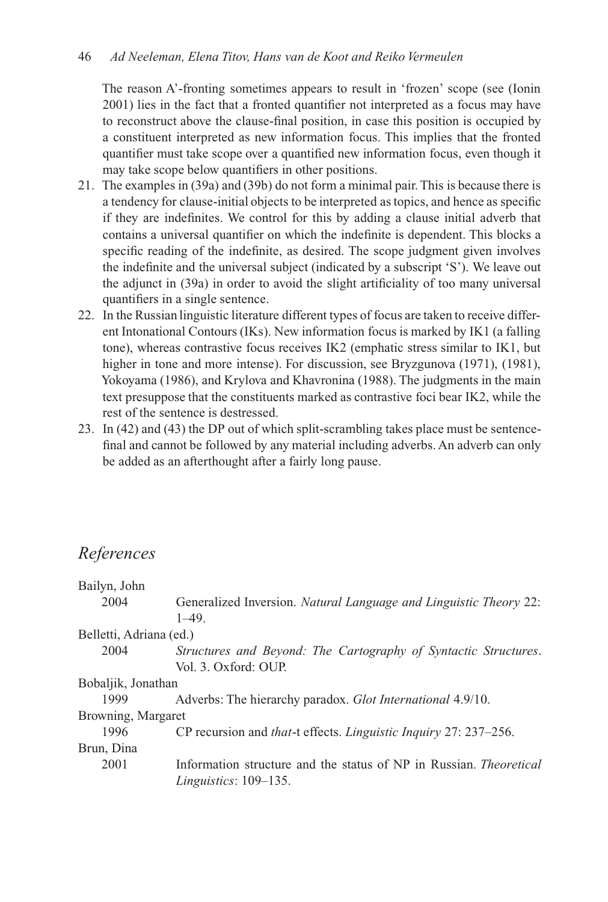The reason A'-fronting sometimes appears to result in 'frozen' scope (see (Ionin 2001) lies in the fact that a fronted quantifier not interpreted as a focus may have to reconstruct above the clause-final position, in case this position is occupied by a constituent interpreted as new information focus. This implies that the fronted quantifier must take scope over a quantified new information focus, even though it may take scope below quantifiers in other positions.

21. The examples in (39a) and (39b) do not form a minimal pair. This is because there is a tendency for clause-initial objects to be interpreted as topics, and hence as specific if they are indefinites. We control for this by adding a clause initial adverb that contains a universal quantifier on which the indefinite is dependent. This blocks a specific reading of the indefinite, as desired. The scope judgment given involves the indefinite and the universal subject (indicated by a subscript 'S'). We leave out the adjunct in (39a) in order to avoid the slight artificiality of too many universal quantifiers in a single sentence.
22. In the Russian linguistic literature different types of focus are taken to receive different Intonational Contours (IKs). New information focus is marked by IK1 (a falling tone), whereas contrastive focus receives IK2 (emphatic stress similar to IK1, but higher in tone and more intense). For discussion, see Bryzgunova (1971), (1981), Yokoyama (1986), and Krylova and Khavronina (1988). The judgments in the main text presuppose that the constituents marked as contrastive foci bear IK2, while the rest of the sentence is destressed.
23. In (42) and (43) the DP out of which split-scrambling takes place must be sentence-final and cannot be followed by any material including adverbs. An adverb can only be added as an afterthought after a fairly long pause.

## *References*

Bailyn, John
  2004 Generalized Inversion. *Natural Language and Linguistic Theory* 22: 1–49.

Belletti, Adriana (ed.)
  2004 *Structures and Beyond: The Cartography of Syntactic Structures*. Vol. 3. Oxford: OUP.

Bobaljik, Jonathan
  1999 Adverbs: The hierarchy paradox. *Glot International* 4.9/10.

Browning, Margaret
  1996 CP recursion and *that*-t effects. *Linguistic Inquiry* 27: 237–256.

Brun, Dina
  2001 Information structure and the status of NP in Russian. *Theoretical Linguistics*: 109–135.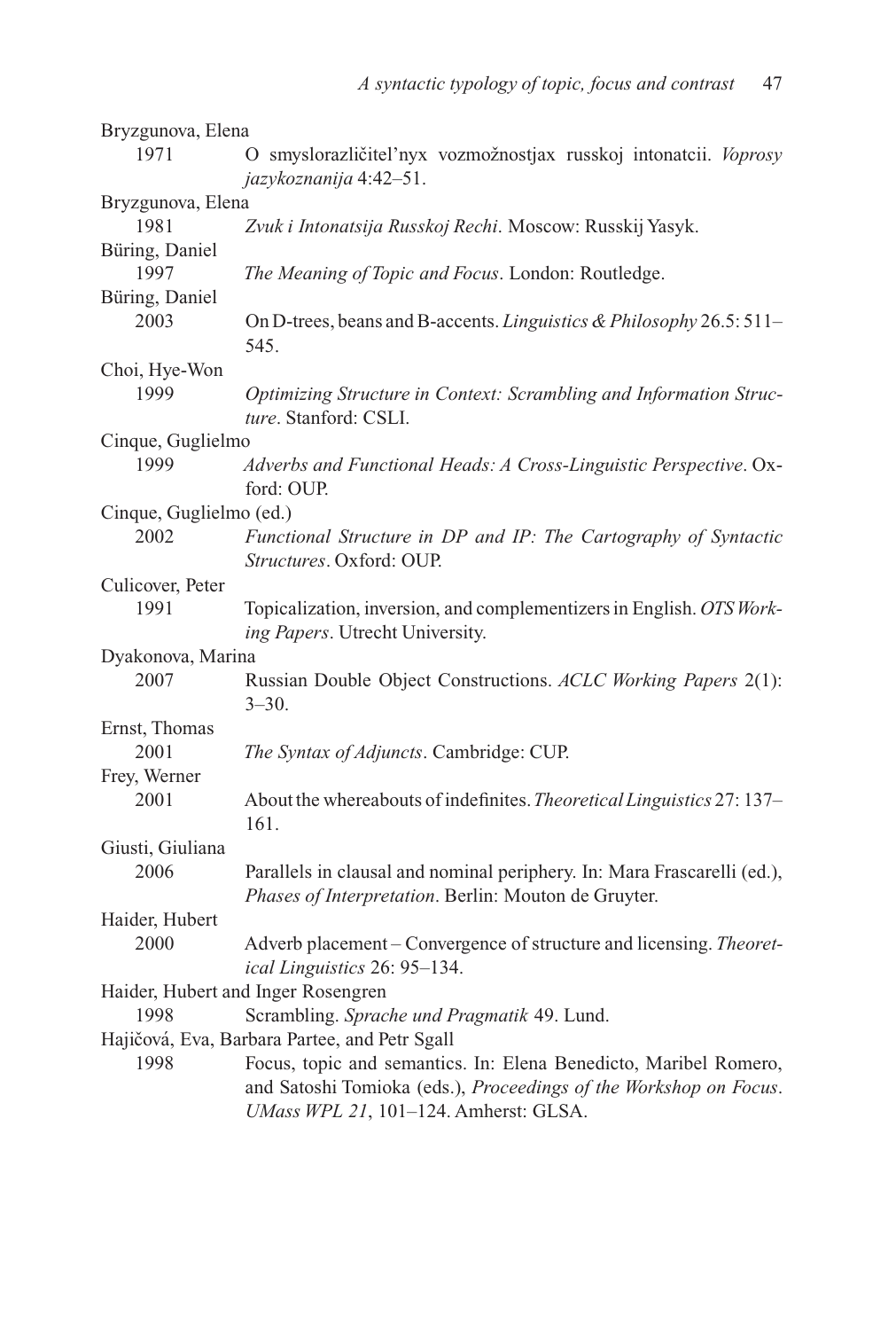Bryzgunova, Elena
1971 O smyslorazličitel'nyx vozmožnostjax russkoj intonatcii. *Voprosy jazykoznanija* 4:42–51.

Bryzgunova, Elena
1981 *Zvuk i Intonatsija Russkoj Rechi*. Moscow: Russkij Yasyk.

Büring, Daniel
1997 *The Meaning of Topic and Focus*. London: Routledge.

Büring, Daniel
2003 On D-trees, beans and B-accents. *Linguistics & Philosophy* 26.5: 511–545.

Choi, Hye-Won
1999 *Optimizing Structure in Context: Scrambling and Information Structure*. Stanford: CSLI.

Cinque, Guglielmo
1999 *Adverbs and Functional Heads: A Cross-Linguistic Perspective*. Oxford: OUP.

Cinque, Guglielmo (ed.)
2002 *Functional Structure in DP and IP: The Cartography of Syntactic Structures*. Oxford: OUP.

Culicover, Peter
1991 Topicalization, inversion, and complementizers in English. *OTS Working Papers*. Utrecht University.

Dyakonova, Marina
2007 Russian Double Object Constructions. *ACLC Working Papers* 2(1): 3–30.

Ernst, Thomas
2001 *The Syntax of Adjuncts*. Cambridge: CUP.

Frey, Werner
2001 About the whereabouts of indefinites. *Theoretical Linguistics* 27: 137–161.

Giusti, Giuliana
2006 Parallels in clausal and nominal periphery. In: Mara Frascarelli (ed.), *Phases of Interpretation*. Berlin: Mouton de Gruyter.

Haider, Hubert
2000 Adverb placement – Convergence of structure and licensing. *Theoretical Linguistics* 26: 95–134.

Haider, Hubert and Inger Rosengren
1998 Scrambling. *Sprache und Pragmatik* 49. Lund.

Hajičová, Eva, Barbara Partee, and Petr Sgall
1998 Focus, topic and semantics. In: Elena Benedicto, Maribel Romero, and Satoshi Tomioka (eds.), *Proceedings of the Workshop on Focus*. *UMass WPL 21*, 101–124. Amherst: GLSA.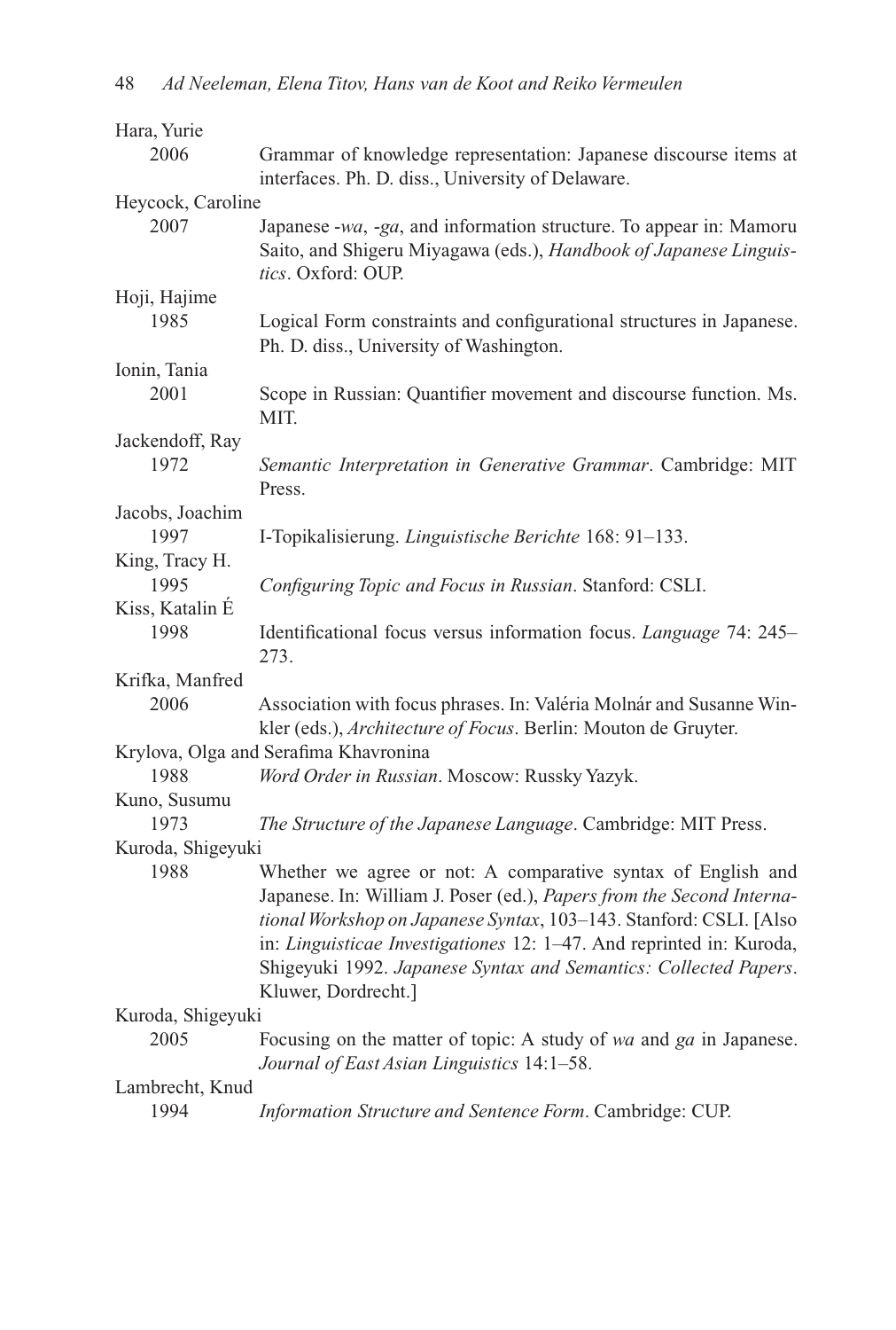Hara, Yurie
2006 Grammar of knowledge representation: Japanese discourse items at interfaces. Ph. D. diss., University of Delaware.

Heycock, Caroline
2007 Japanese -*wa*, -*ga*, and information structure. To appear in: Mamoru Saito, and Shigeru Miyagawa (eds.), *Handbook of Japanese Linguistics*. Oxford: OUP.

Hoji, Hajime
1985 Logical Form constraints and configurational structures in Japanese. Ph. D. diss., University of Washington.

Ionin, Tania
2001 Scope in Russian: Quantifier movement and discourse function. Ms. MIT.

Jackendoff, Ray
1972 *Semantic Interpretation in Generative Grammar*. Cambridge: MIT Press.

Jacobs, Joachim
1997 I-Topikalisierung. *Linguistische Berichte* 168: 91–133.

King, Tracy H.
1995 *Configuring Topic and Focus in Russian*. Stanford: CSLI.

Kiss, Katalin É
1998 Identificational focus versus information focus. *Language* 74: 245–273.

Krifka, Manfred
2006 Association with focus phrases. In: Valéria Molnár and Susanne Winkler (eds.), *Architecture of Focus*. Berlin: Mouton de Gruyter.

Krylova, Olga and Serafima Khavronina
1988 *Word Order in Russian*. Moscow: Russky Yazyk.

Kuno, Susumu
1973 *The Structure of the Japanese Language*. Cambridge: MIT Press.

Kuroda, Shigeyuki
1988 Whether we agree or not: A comparative syntax of English and Japanese. In: William J. Poser (ed.), *Papers from the Second International Workshop on Japanese Syntax*, 103–143. Stanford: CSLI. [Also in: *Linguisticae Investigationes* 12: 1–47. And reprinted in: Kuroda, Shigeyuki 1992. *Japanese Syntax and Semantics: Collected Papers*. Kluwer, Dordrecht.]

Kuroda, Shigeyuki
2005 Focusing on the matter of topic: A study of *wa* and *ga* in Japanese. *Journal of East Asian Linguistics* 14:1–58.

Lambrecht, Knud
1994 *Information Structure and Sentence Form*. Cambridge: CUP.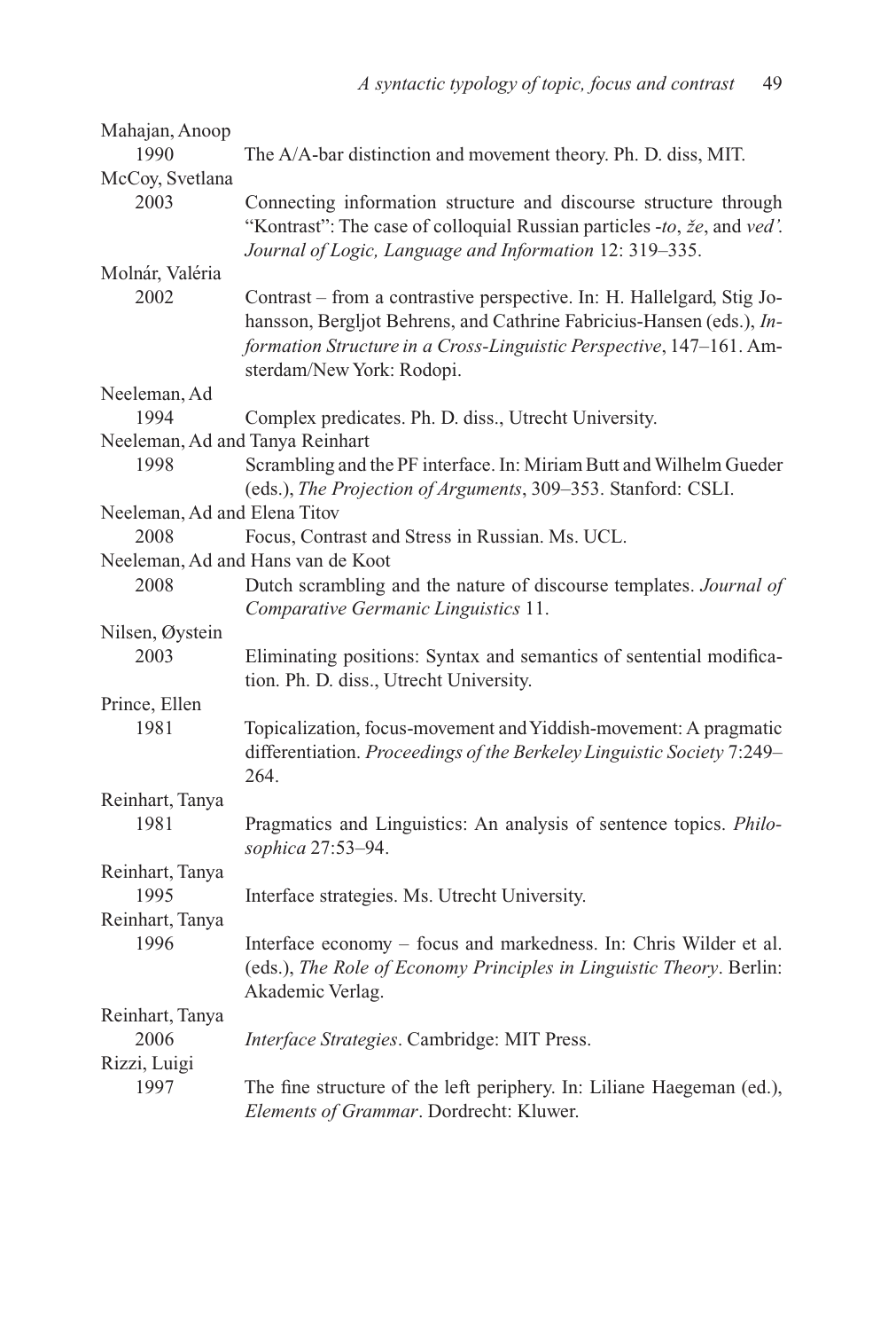Mahajan, Anoop
 1990  The A/A-bar distinction and movement theory. Ph. D. diss, MIT.

McCoy, Svetlana
 2003  Connecting information structure and discourse structure through "Kontrast": The case of colloquial Russian particles *-to*, *že*, and *ved'*. *Journal of Logic, Language and Information* 12: 319–335.

Molnár, Valéria
 2002  Contrast – from a contrastive perspective. In: H. Hallelgard, Stig Johansson, Bergljot Behrens, and Cathrine Fabricius-Hansen (eds.), *Information Structure in a Cross-Linguistic Perspective*, 147–161. Amsterdam/New York: Rodopi.

Neeleman, Ad
 1994  Complex predicates. Ph. D. diss., Utrecht University.

Neeleman, Ad and Tanya Reinhart
 1998  Scrambling and the PF interface. In: Miriam Butt and Wilhelm Gueder (eds.), *The Projection of Arguments*, 309–353. Stanford: CSLI.

Neeleman, Ad and Elena Titov
 2008  Focus, Contrast and Stress in Russian. Ms. UCL.

Neeleman, Ad and Hans van de Koot
 2008  Dutch scrambling and the nature of discourse templates. *Journal of Comparative Germanic Linguistics* 11.

Nilsen, Øystein
 2003  Eliminating positions: Syntax and semantics of sentential modification. Ph. D. diss., Utrecht University.

Prince, Ellen
 1981  Topicalization, focus-movement and Yiddish-movement: A pragmatic differentiation. *Proceedings of the Berkeley Linguistic Society* 7:249–264.

Reinhart, Tanya
 1981  Pragmatics and Linguistics: An analysis of sentence topics. *Philosophica* 27:53–94.

Reinhart, Tanya
 1995  Interface strategies. Ms. Utrecht University.

Reinhart, Tanya
 1996  Interface economy – focus and markedness. In: Chris Wilder et al. (eds.), *The Role of Economy Principles in Linguistic Theory*. Berlin: Akademic Verlag.

Reinhart, Tanya
 2006  *Interface Strategies*. Cambridge: MIT Press.

Rizzi, Luigi
 1997  The fine structure of the left periphery. In: Liliane Haegeman (ed.), *Elements of Grammar*. Dordrecht: Kluwer.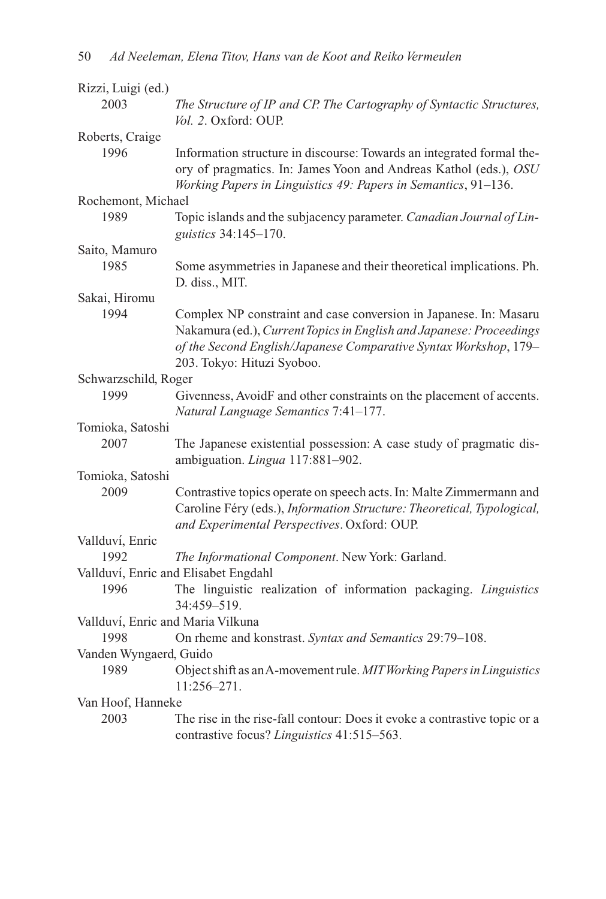Rizzi, Luigi (ed.)
2003 *The Structure of IP and CP. The Cartography of Syntactic Structures, Vol. 2*. Oxford: OUP.

Roberts, Craige
1996 Information structure in discourse: Towards an integrated formal theory of pragmatics. In: James Yoon and Andreas Kathol (eds.), *OSU Working Papers in Linguistics 49: Papers in Semantics*, 91–136.

Rochemont, Michael
1989 Topic islands and the subjacency parameter. *Canadian Journal of Linguistics* 34:145–170.

Saito, Mamuro
1985 Some asymmetries in Japanese and their theoretical implications. Ph. D. diss., MIT.

Sakai, Hiromu
1994 Complex NP constraint and case conversion in Japanese. In: Masaru Nakamura (ed.), *Current Topics in English and Japanese: Proceedings of the Second English/Japanese Comparative Syntax Workshop*, 179–203. Tokyo: Hituzi Syoboo.

Schwarzschild, Roger
1999 Givenness, AvoidF and other constraints on the placement of accents. *Natural Language Semantics* 7:41–177.

Tomioka, Satoshi
2007 The Japanese existential possession: A case study of pragmatic disambiguation. *Lingua* 117:881–902.

Tomioka, Satoshi
2009 Contrastive topics operate on speech acts. In: Malte Zimmermann and Caroline Féry (eds.), *Information Structure: Theoretical, Typological, and Experimental Perspectives*. Oxford: OUP.

Vallduví, Enric
1992 *The Informational Component*. New York: Garland.

Vallduví, Enric and Elisabet Engdahl
1996 The linguistic realization of information packaging. *Linguistics* 34:459–519.

Vallduví, Enric and Maria Vilkuna
1998 On rheme and konstrast. *Syntax and Semantics* 29:79–108.

Vanden Wyngaerd, Guido
1989 Object shift as an A-movement rule. *MIT Working Papers in Linguistics* 11:256–271.

Van Hoof, Hanneke
2003 The rise in the rise-fall contour: Does it evoke a contrastive topic or a contrastive focus? *Linguistics* 41:515–563.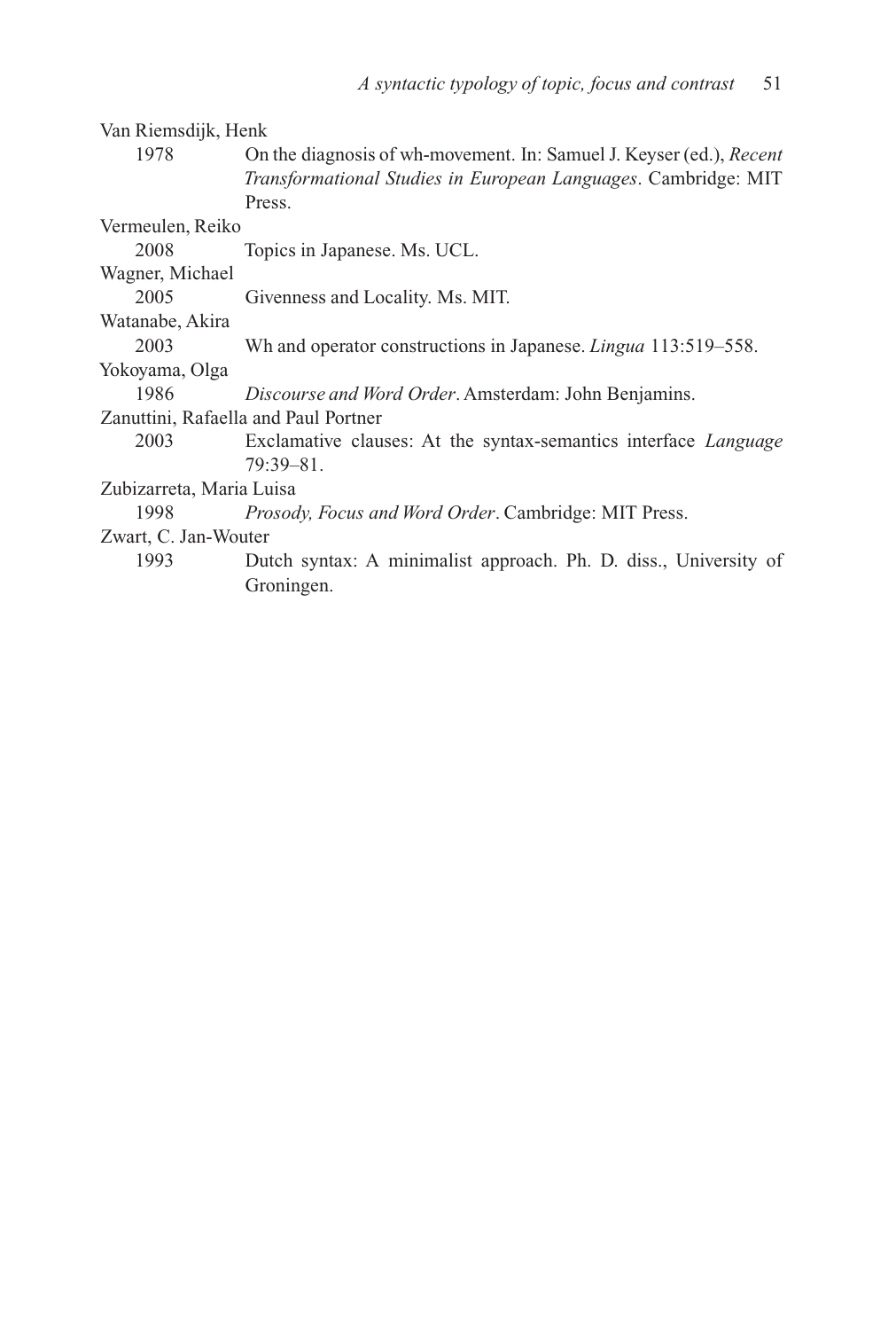Van Riemsdijk, Henk

1978 On the diagnosis of wh-movement. In: Samuel J. Keyser (ed.), *Recent Transformational Studies in European Languages*. Cambridge: MIT Press.

Vermeulen, Reiko

2008 Topics in Japanese. Ms. UCL.

Wagner, Michael

2005 Givenness and Locality. Ms. MIT.

Watanabe, Akira

2003 Wh and operator constructions in Japanese. *Lingua* 113:519–558.

Yokoyama, Olga

1986 *Discourse and Word Order*. Amsterdam: John Benjamins.

Zanuttini, Rafaella and Paul Portner

2003 Exclamative clauses: At the syntax-semantics interface *Language* 79:39–81.

Zubizarreta, Maria Luisa

1998 *Prosody, Focus and Word Order*. Cambridge: MIT Press.

Zwart, C. Jan-Wouter

1993 Dutch syntax: A minimalist approach. Ph. D. diss., University of Groningen.